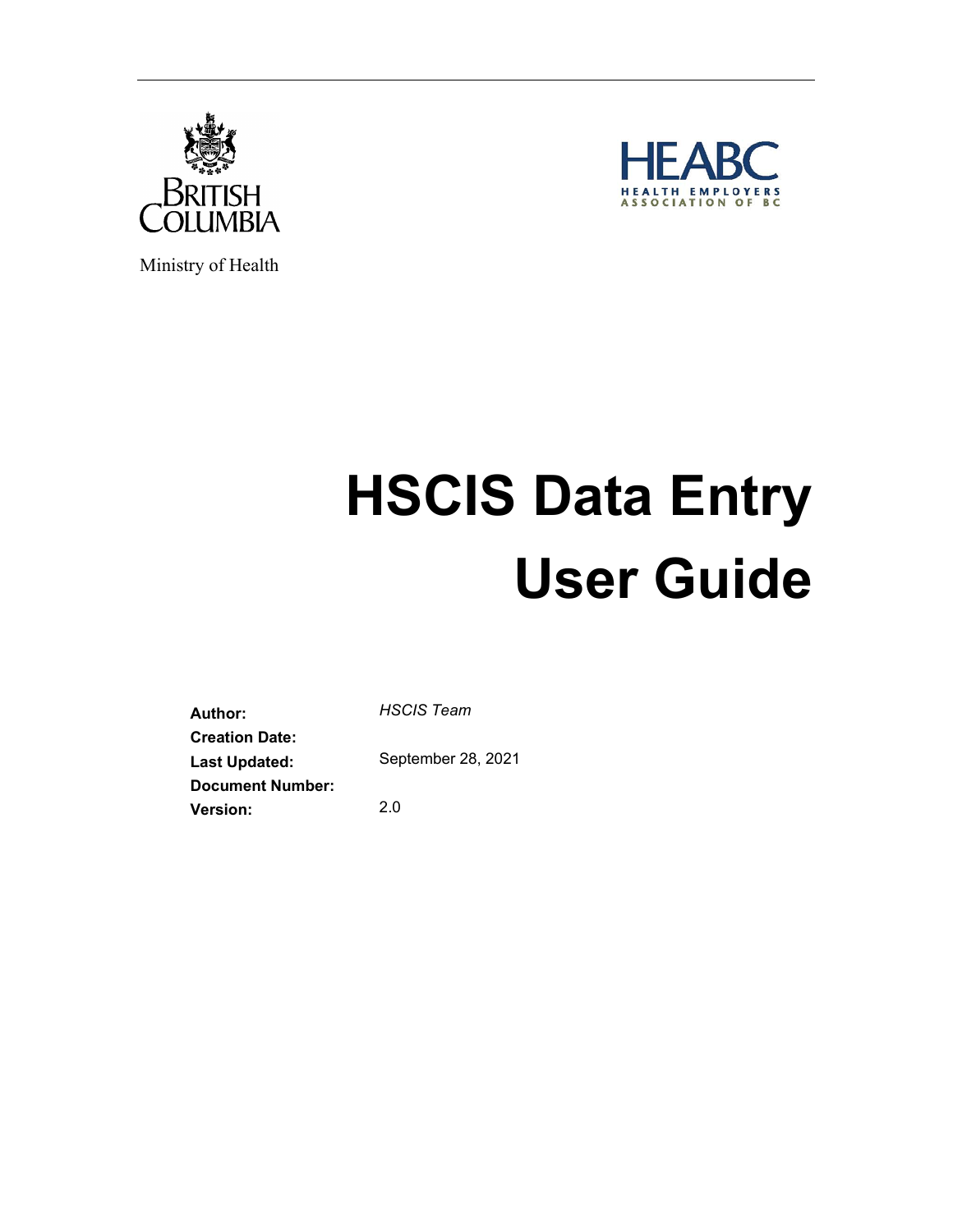British Columbia

Ministry of Health

HEABC

HEALTH EMPLOYERS ASSOCIATION OF BC

# HSCIS Data Entry User Guide

| | |
|---|---|
| **Author:** | *HSCIS Team* |
| **Creation Date:** | |
| **Last Updated:** | September 28, 2021 |
| **Document Number:** | |
| **Version:** | 2.0 |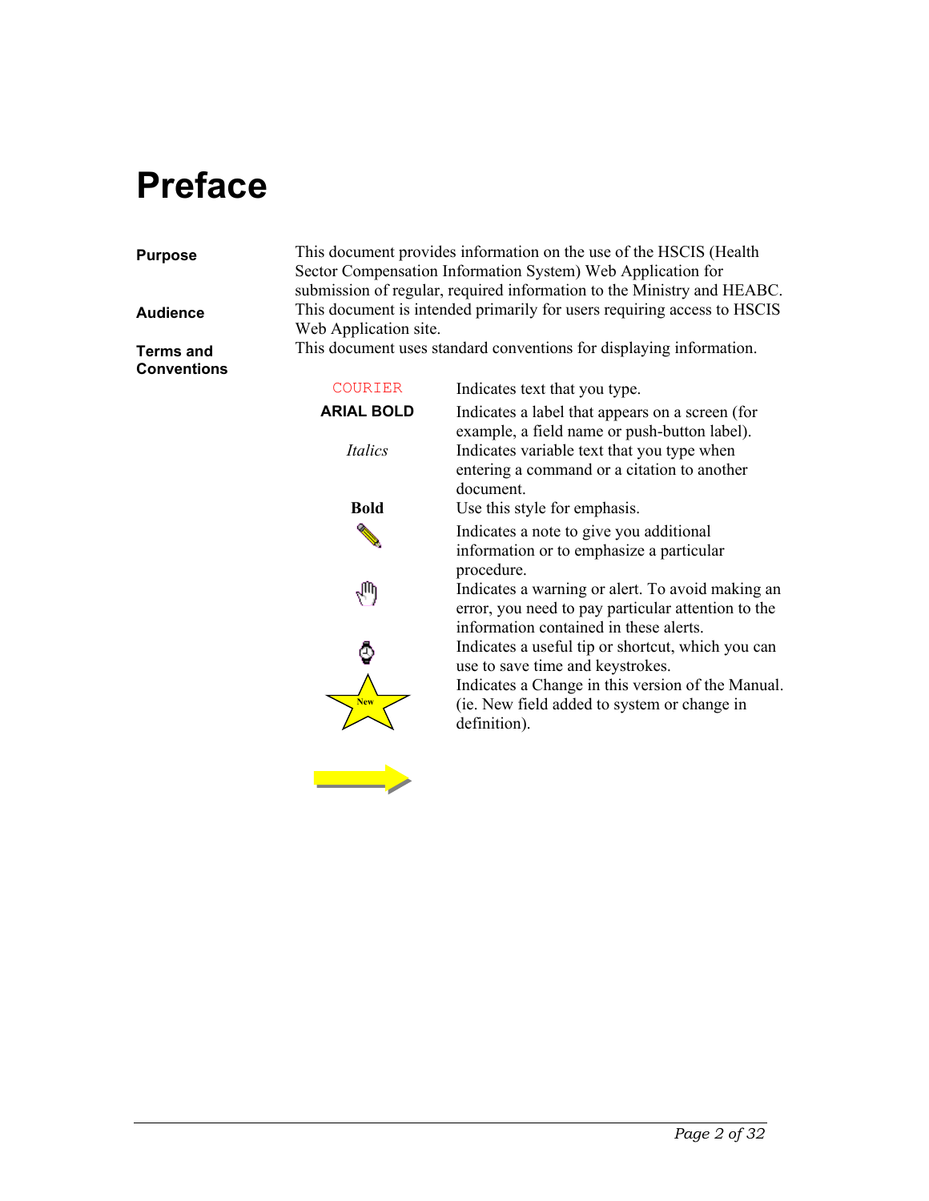# Preface

**Purpose**

This document provides information on the use of the HSCIS (Health Sector Compensation Information System) Web Application for submission of regular, required information to the Ministry and HEABC.

**Audience**

This document is intended primarily for users requiring access to HSCIS Web Application site.

**Terms and Conventions**

This document uses standard conventions for displaying information.

| Convention | Description |
| --- | --- |
| `COURIER` | Indicates text that you type. |
| **ARIAL BOLD** | Indicates a label that appears on a screen (for example, a field name or push-button label). |
| *Italics* | Indicates variable text that you type when entering a command or a citation to another document. |
| **Bold** | Use this style for emphasis. |
| | Indicates a note to give you additional information or to emphasize a particular procedure. |
| | Indicates a warning or alert. To avoid making an error, you need to pay particular attention to the information contained in these alerts. |
| | Indicates a useful tip or shortcut, which you can use to save time and keystrokes. |
| New | Indicates a Change in this version of the Manual. (ie. New field added to system or change in definition). |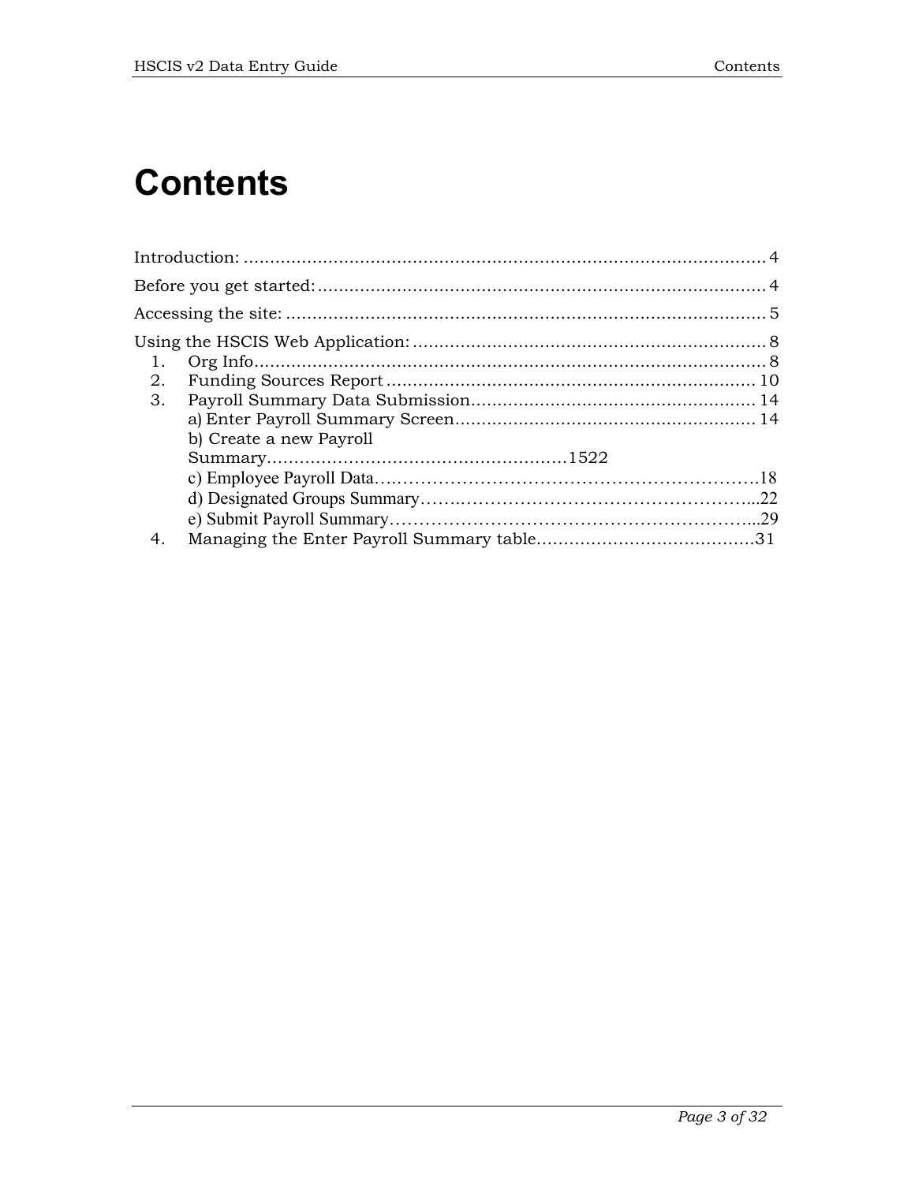# Contents

Introduction: .................................................................................................... 4

Before you get started: ...................................................................................... 4

Accessing the site: ........................................................................................... 5

Using the HSCIS Web Application: ................................................................... 8

1. Org Info................................................................................................ 8
2. Funding Sources Report ...................................................................... 10
3. Payroll Summary Data Submission...................................................... 14
   - a) Enter Payroll Summary Screen......................................................... 14
   - b) Create a new Payroll Summary.......................................................1522
   - c) Employee Payroll Data……………………………………………………….18
   - d) Designated Groups Summary……..…………………………………………...22
   - e) Submit Payroll Summary……………………………………………………...29
4. Managing the Enter Payroll Summary table.......................................31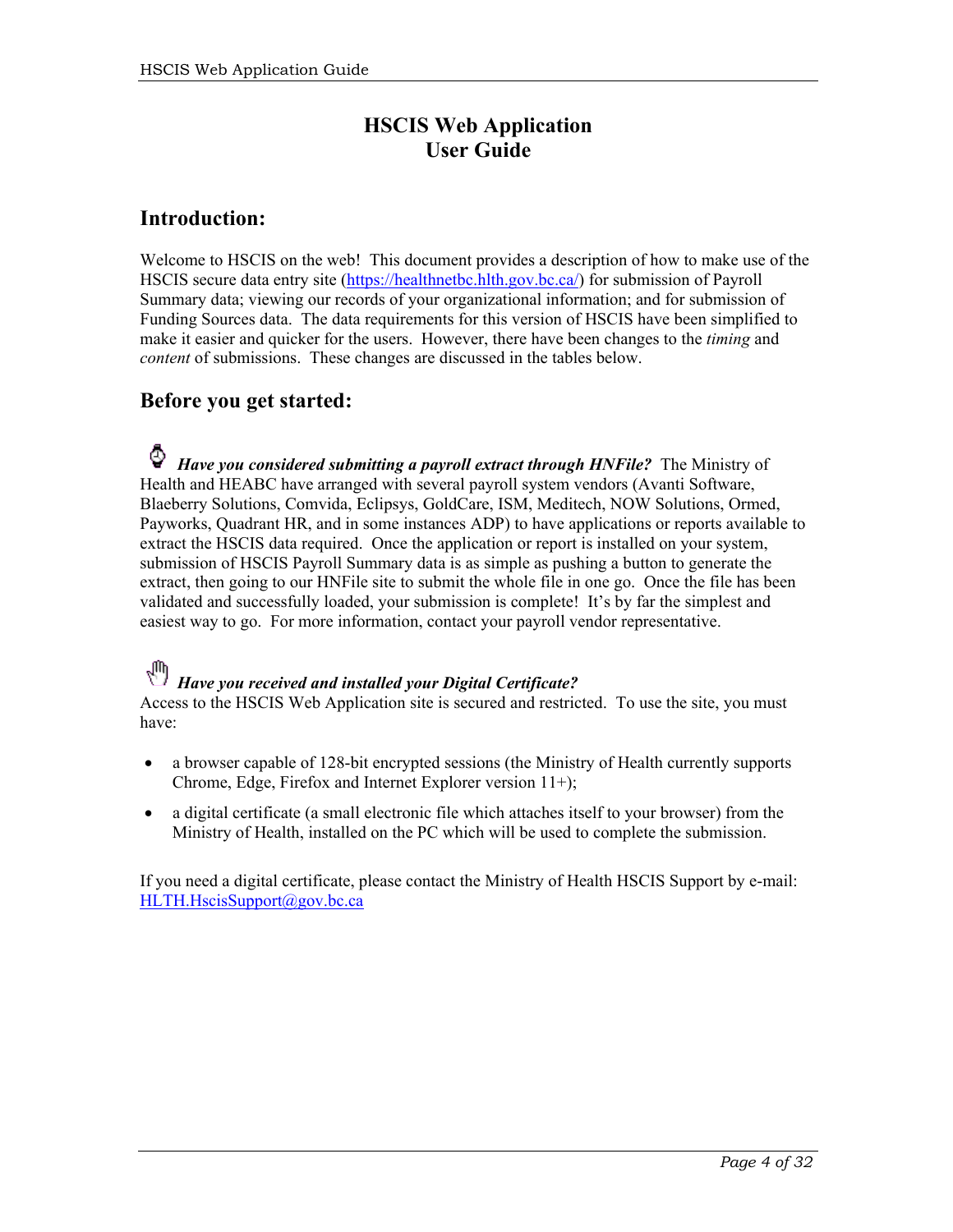# HSCIS Web Application User Guide

## Introduction:

Welcome to HSCIS on the web! This document provides a description of how to make use of the HSCIS secure data entry site (https://healthnetbc.hlth.gov.bc.ca/) for submission of Payroll Summary data; viewing our records of your organizational information; and for submission of Funding Sources data. The data requirements for this version of HSCIS have been simplified to make it easier and quicker for the users. However, there have been changes to the *timing* and *content* of submissions. These changes are discussed in the tables below.

## Before you get started:

***Have you considered submitting a payroll extract through HNFile?*** The Ministry of Health and HEABC have arranged with several payroll system vendors (Avanti Software, Blaeberry Solutions, Comvida, Eclipsys, GoldCare, ISM, Meditech, NOW Solutions, Ormed, Payworks, Quadrant HR, and in some instances ADP) to have applications or reports available to extract the HSCIS data required. Once the application or report is installed on your system, submission of HSCIS Payroll Summary data is as simple as pushing a button to generate the extract, then going to our HNFile site to submit the whole file in one go. Once the file has been validated and successfully loaded, your submission is complete! It's by far the simplest and easiest way to go. For more information, contact your payroll vendor representative.

***Have you received and installed your Digital Certificate?***
Access to the HSCIS Web Application site is secured and restricted. To use the site, you must have:

- a browser capable of 128-bit encrypted sessions (the Ministry of Health currently supports Chrome, Edge, Firefox and Internet Explorer version 11+);
- a digital certificate (a small electronic file which attaches itself to your browser) from the Ministry of Health, installed on the PC which will be used to complete the submission.

If you need a digital certificate, please contact the Ministry of Health HSCIS Support by e-mail: HLTH.HscisSupport@gov.bc.ca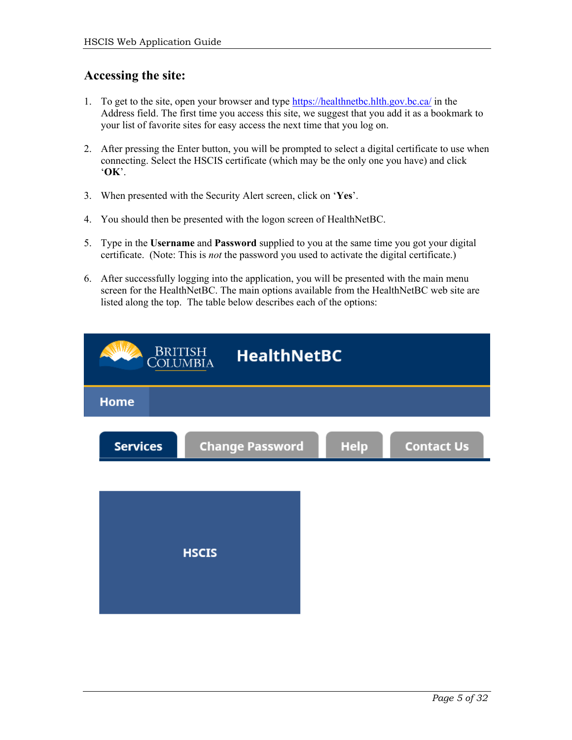## Accessing the site:

1. To get to the site, open your browser and type https://healthnetbc.hlth.gov.bc.ca/ in the Address field. The first time you access this site, we suggest that you add it as a bookmark to your list of favorite sites for easy access the next time that you log on.

2. After pressing the Enter button, you will be prompted to select a digital certificate to use when connecting. Select the HSCIS certificate (which may be the only one you have) and click '**OK**'.

3. When presented with the Security Alert screen, click on '**Yes**'.

4. You should then be presented with the logon screen of HealthNetBC.

5. Type in the **Username** and **Password** supplied to you at the same time you got your digital certificate. (Note: This is *not* the password you used to activate the digital certificate.)

6. After successfully logging into the application, you will be presented with the main menu screen for the HealthNetBC. The main options available from the HealthNetBC web site are listed along the top. The table below describes each of the options:

BRITISH COLUMBIA HealthNetBC

Home

Services | Change Password | Help | Contact Us

HSCIS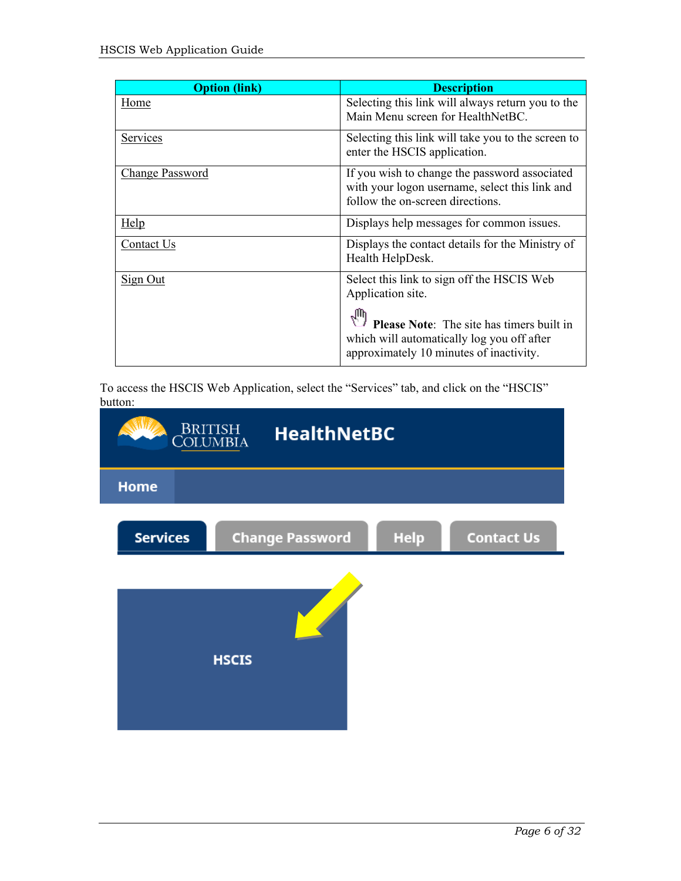| Option (link) | Description |
|---|---|
| Home | Selecting this link will always return you to the Main Menu screen for HealthNetBC. |
| Services | Selecting this link will take you to the screen to enter the HSCIS application. |
| Change Password | If you wish to change the password associated with your logon username, select this link and follow the on-screen directions. |
| Help | Displays help messages for common issues. |
| Contact Us | Displays the contact details for the Ministry of Health HelpDesk. |
| Sign Out | Select this link to sign off the HSCIS Web Application site. **Please Note**: The site has timers built in which will automatically log you off after approximately 10 minutes of inactivity. |

To access the HSCIS Web Application, select the “Services” tab, and click on the “HSCIS” button: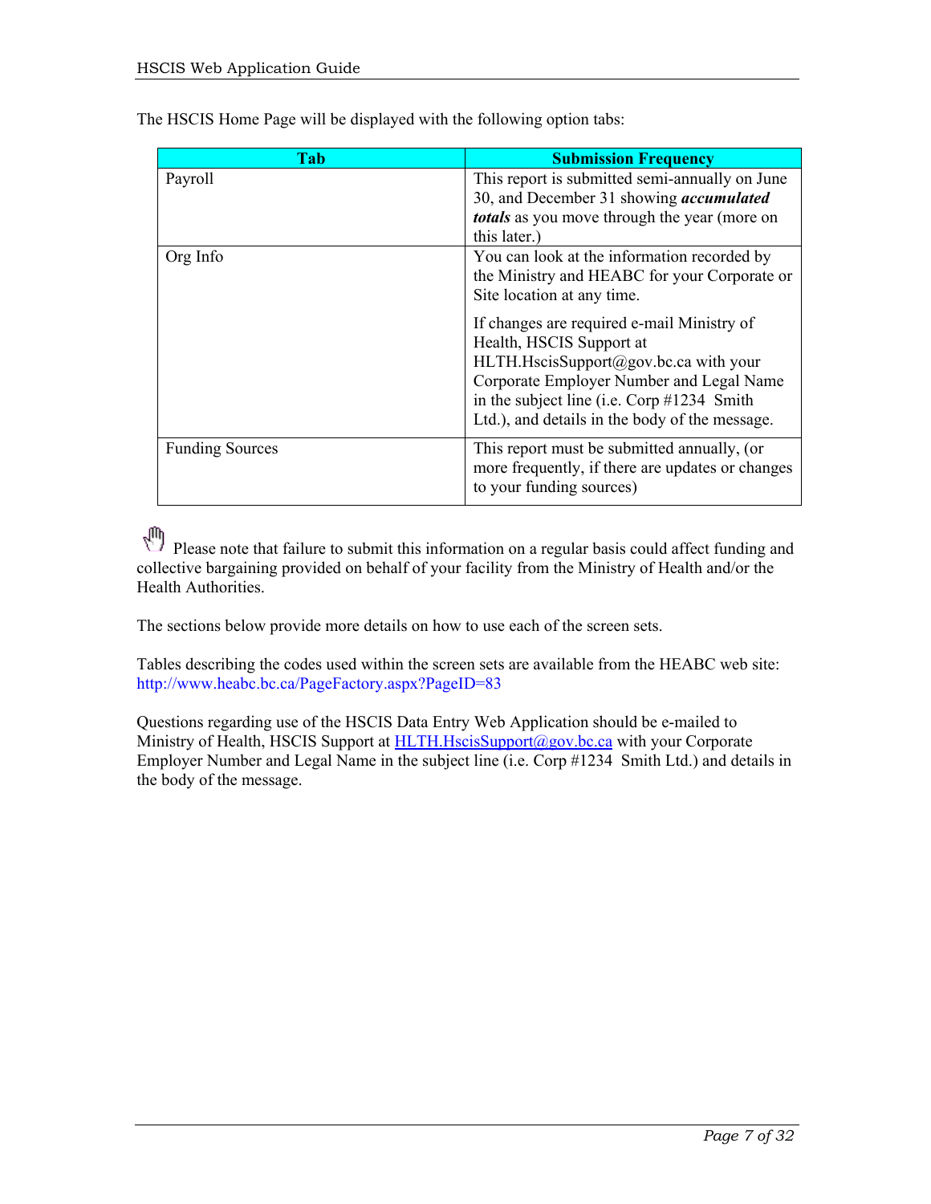The HSCIS Home Page will be displayed with the following option tabs:

| Tab | Submission Frequency |
| --- | --- |
| Payroll | This report is submitted semi-annually on June 30, and December 31 showing ***accumulated totals*** as you move through the year (more on this later.) |
| Org Info | You can look at the information recorded by the Ministry and HEABC for your Corporate or Site location at any time.<br><br>If changes are required e-mail Ministry of Health, HSCIS Support at HLTH.HscisSupport@gov.bc.ca with your Corporate Employer Number and Legal Name in the subject line (i.e. Corp #1234 Smith Ltd.), and details in the body of the message. |
| Funding Sources | This report must be submitted annually, (or more frequently, if there are updates or changes to your funding sources) |

Please note that failure to submit this information on a regular basis could affect funding and collective bargaining provided on behalf of your facility from the Ministry of Health and/or the Health Authorities.

The sections below provide more details on how to use each of the screen sets.

Tables describing the codes used within the screen sets are available from the HEABC web site: http://www.heabc.bc.ca/PageFactory.aspx?PageID=83

Questions regarding use of the HSCIS Data Entry Web Application should be e-mailed to Ministry of Health, HSCIS Support at HLTH.HscisSupport@gov.bc.ca with your Corporate Employer Number and Legal Name in the subject line (i.e. Corp #1234 Smith Ltd.) and details in the body of the message.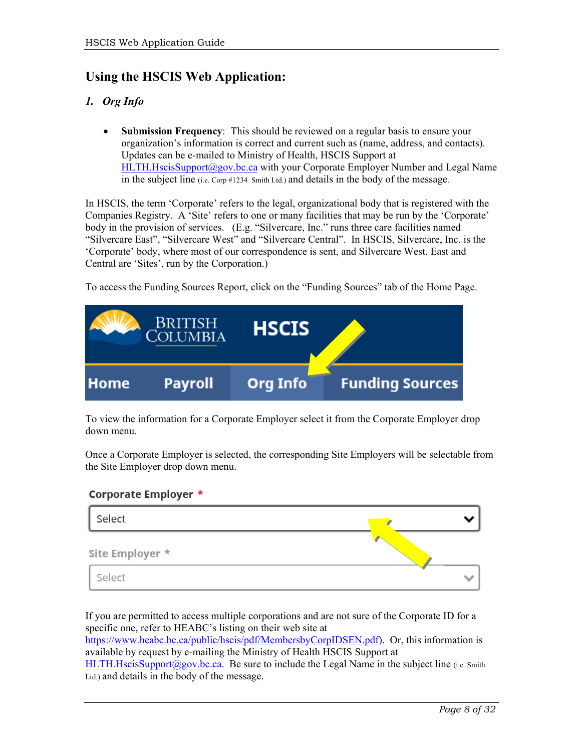## Using the HSCIS Web Application:

### *1. Org Info*

- **Submission Frequency**: This should be reviewed on a regular basis to ensure your organization's information is correct and current such as (name, address, and contacts). Updates can be e-mailed to Ministry of Health, HSCIS Support at HLTH.HscisSupport@gov.bc.ca with your Corporate Employer Number and Legal Name in the subject line (i.e. Corp #1234 Smith Ltd.) and details in the body of the message.

In HSCIS, the term 'Corporate' refers to the legal, organizational body that is registered with the Companies Registry. A 'Site' refers to one or many facilities that may be run by the 'Corporate' body in the provision of services. (E.g. "Silvercare, Inc." runs three care facilities named "Silvercare East", "Silvercare West" and "Silvercare Central". In HSCIS, Silvercare, Inc. is the 'Corporate' body, where most of our correspondence is sent, and Silvercare West, East and Central are 'Sites', run by the Corporation.)

To access the Funding Sources Report, click on the "Funding Sources" tab of the Home Page.

To view the information for a Corporate Employer select it from the Corporate Employer drop down menu.

Once a Corporate Employer is selected, the corresponding Site Employers will be selectable from the Site Employer drop down menu.

If you are permitted to access multiple corporations and are not sure of the Corporate ID for a specific one, refer to HEABC's listing on their web site at https://www.heabc.bc.ca/public/hscis/pdf/MembersbyCorpIDSEN.pdf). Or, this information is available by request by e-mailing the Ministry of Health HSCIS Support at HLTH.HscisSupport@gov.bc.ca. Be sure to include the Legal Name in the subject line (i.e. Smith Ltd.) and details in the body of the message.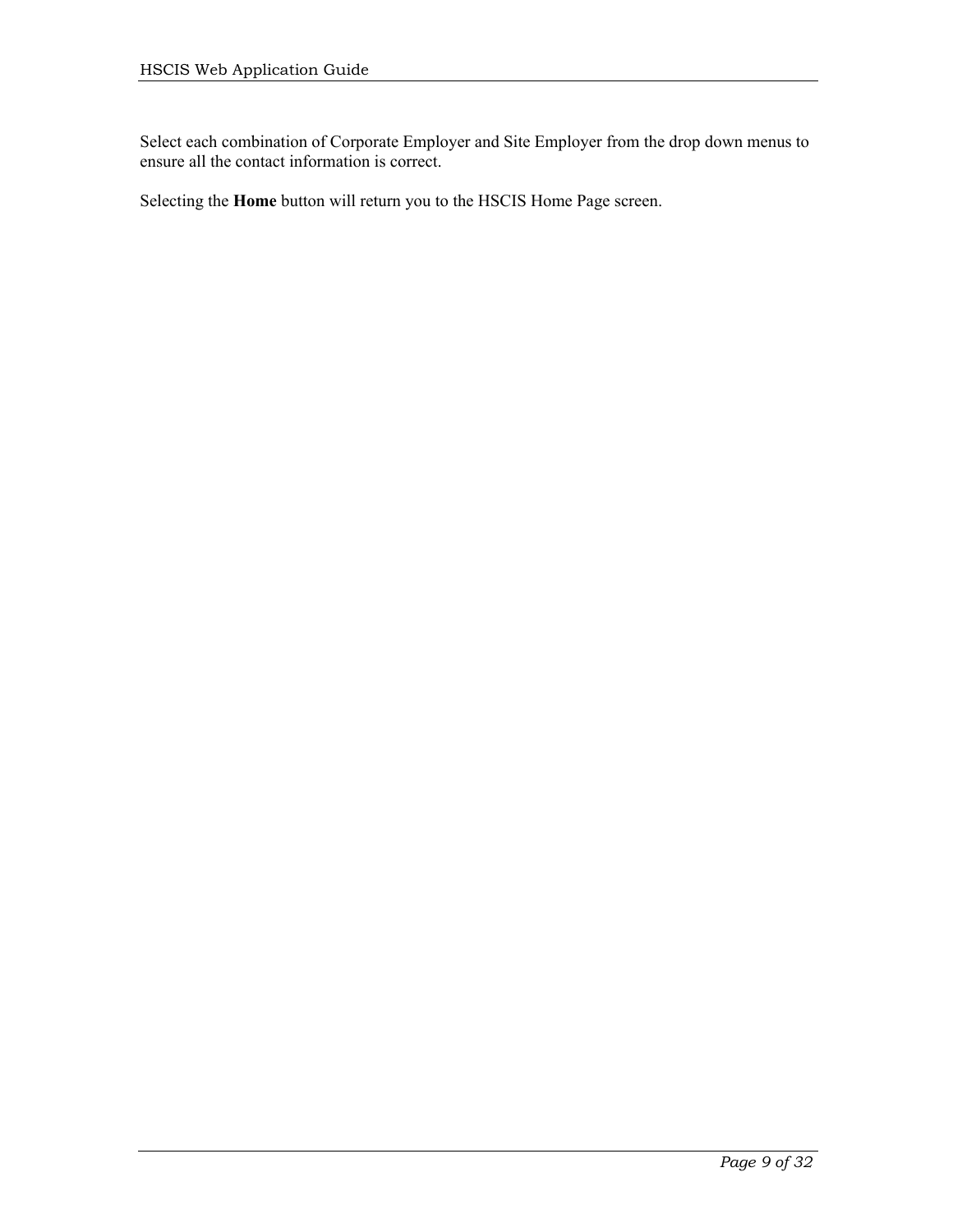Select each combination of Corporate Employer and Site Employer from the drop down menus to ensure all the contact information is correct.

Selecting the **Home** button will return you to the HSCIS Home Page screen.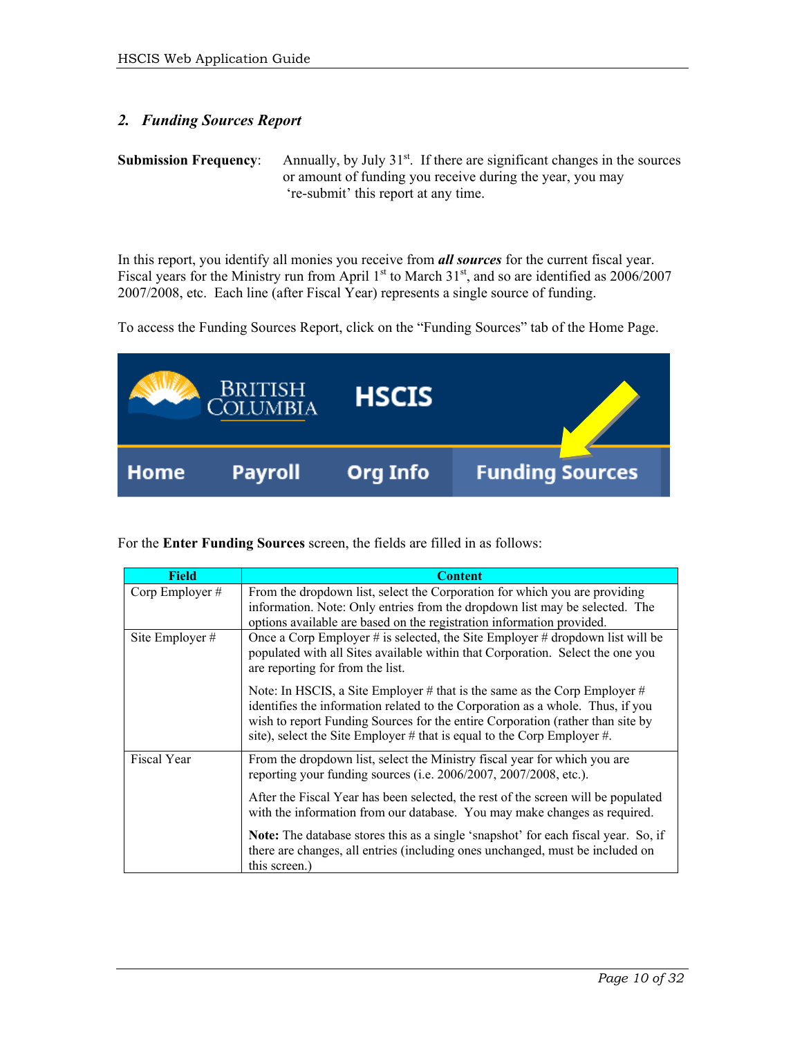## 2. *Funding Sources Report*

**Submission Frequency**: Annually, by July 31st. If there are significant changes in the sources or amount of funding you receive during the year, you may 're-submit' this report at any time.

In this report, you identify all monies you receive from ***all sources*** for the current fiscal year. Fiscal years for the Ministry run from April 1st to March 31st, and so are identified as 2006/2007 2007/2008, etc. Each line (after Fiscal Year) represents a single source of funding.

To access the Funding Sources Report, click on the "Funding Sources" tab of the Home Page.

For the **Enter Funding Sources** screen, the fields are filled in as follows:

| Field | Content |
|---|---|
| Corp Employer # | From the dropdown list, select the Corporation for which you are providing information. Note: Only entries from the dropdown list may be selected. The options available are based on the registration information provided. |
| Site Employer # | Once a Corp Employer # is selected, the Site Employer # dropdown list will be populated with all Sites available within that Corporation. Select the one you are reporting for from the list.<br><br>Note: In HSCIS, a Site Employer # that is the same as the Corp Employer # identifies the information related to the Corporation as a whole. Thus, if you wish to report Funding Sources for the entire Corporation (rather than site by site), select the Site Employer # that is equal to the Corp Employer #. |
| Fiscal Year | From the dropdown list, select the Ministry fiscal year for which you are reporting your funding sources (i.e. 2006/2007, 2007/2008, etc.).<br><br>After the Fiscal Year has been selected, the rest of the screen will be populated with the information from our database. You may make changes as required.<br><br>**Note:** The database stores this as a single 'snapshot' for each fiscal year. So, if there are changes, all entries (including ones unchanged, must be included on this screen.) |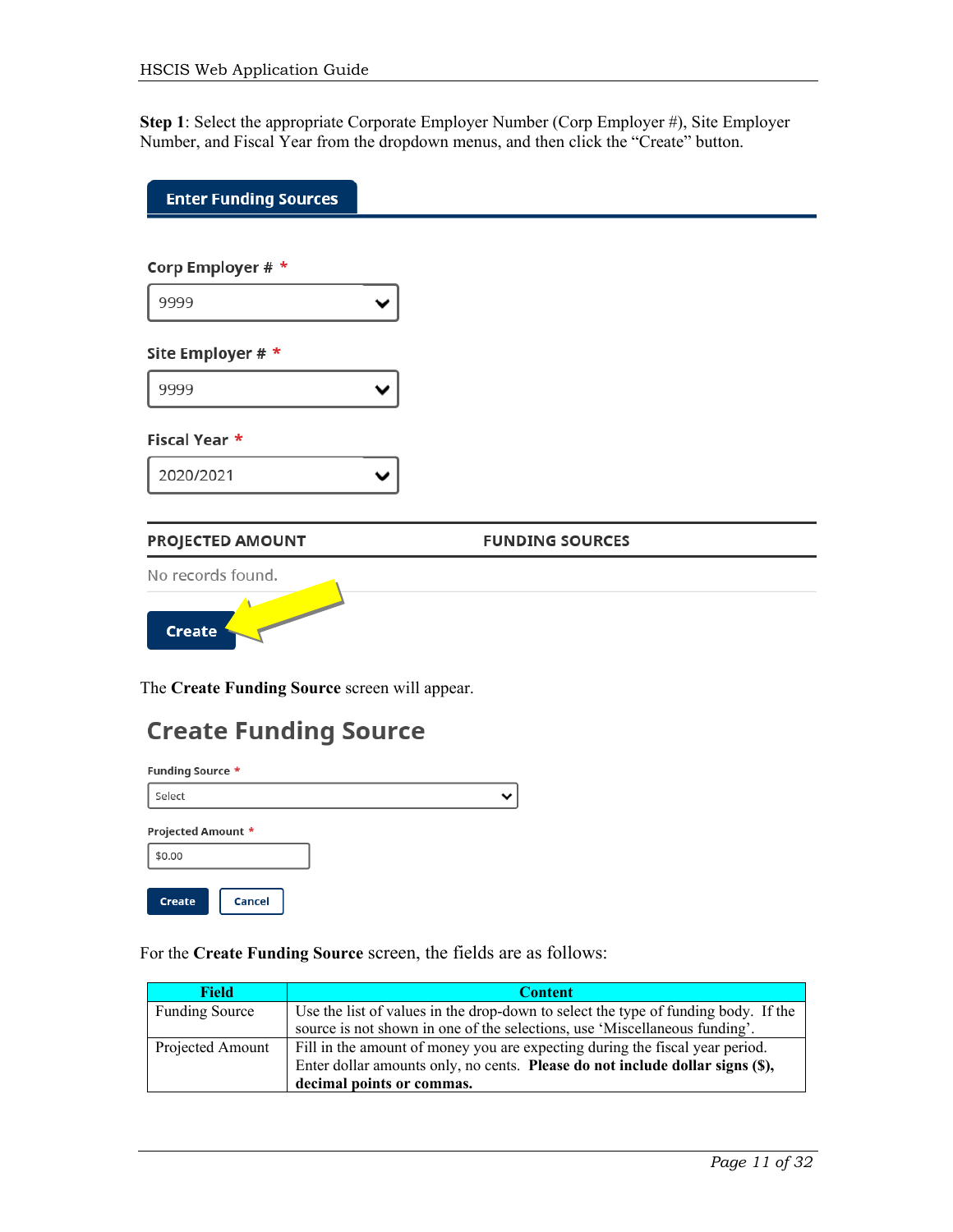**Step 1**: Select the appropriate Corporate Employer Number (Corp Employer #), Site Employer Number, and Fiscal Year from the dropdown menus, and then click the “Create” button.

**Enter Funding Sources**

Corp Employer # *

9999

Site Employer # *

9999

Fiscal Year *

2020/2021

| PROJECTED AMOUNT | FUNDING SOURCES |
|---|---|
| No records found. | |

Create

The **Create Funding Source** screen will appear.

## Create Funding Source

Funding Source *

Select

Projected Amount *

$0.00

Create | Cancel

For the **Create Funding Source** screen, the fields are as follows:

| Field | Content |
|---|---|
| Funding Source | Use the list of values in the drop-down to select the type of funding body. If the source is not shown in one of the selections, use ‘Miscellaneous funding’. |
| Projected Amount | Fill in the amount of money you are expecting during the fiscal year period. Enter dollar amounts only, no cents. **Please do not include dollar signs ($), decimal points or commas.** |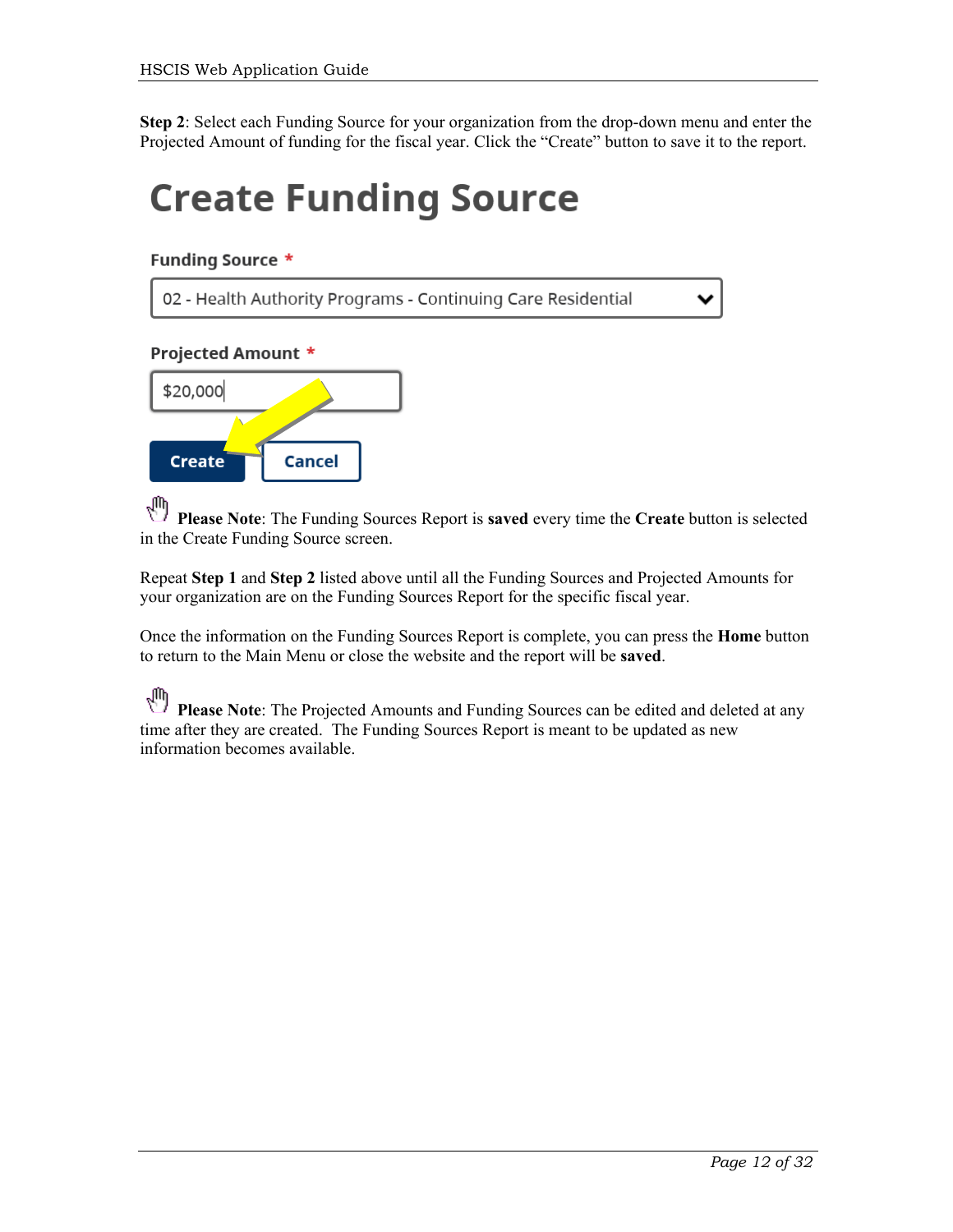**Step 2**: Select each Funding Source for your organization from the drop-down menu and enter the Projected Amount of funding for the fiscal year. Click the “Create” button to save it to the report.

# Create Funding Source

**Funding Source** *

02 - Health Authority Programs - Continuing Care Residential

**Projected Amount** *

$20,000

**Create** **Cancel**

**Please Note**: The Funding Sources Report is **saved** every time the **Create** button is selected in the Create Funding Source screen.

Repeat **Step 1** and **Step 2** listed above until all the Funding Sources and Projected Amounts for your organization are on the Funding Sources Report for the specific fiscal year.

Once the information on the Funding Sources Report is complete, you can press the **Home** button to return to the Main Menu or close the website and the report will be **saved**.

**Please Note**: The Projected Amounts and Funding Sources can be edited and deleted at any time after they are created. The Funding Sources Report is meant to be updated as new information becomes available.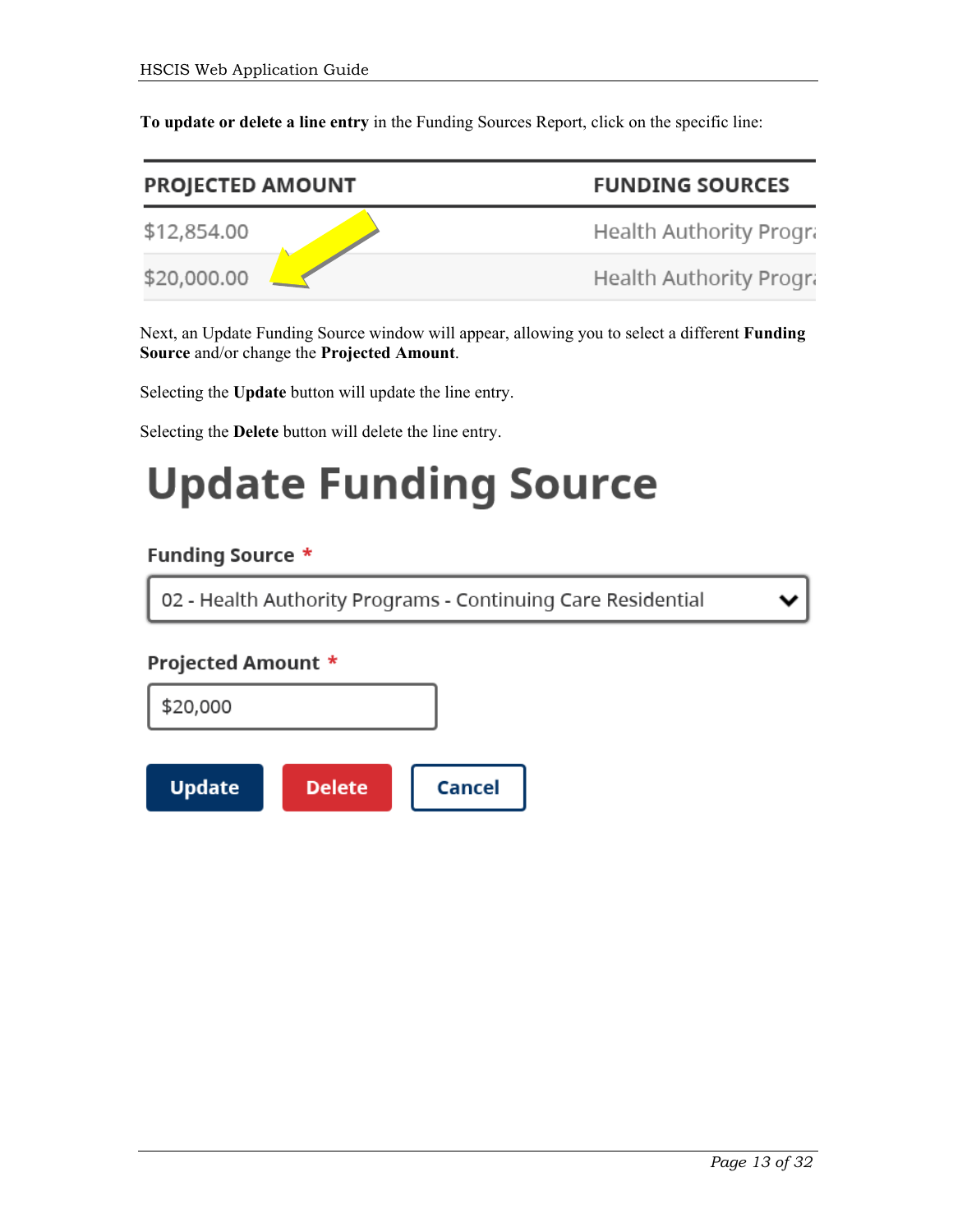**To update or delete a line entry** in the Funding Sources Report, click on the specific line:

| PROJECTED AMOUNT | FUNDING SOURCES |
|---|---|
| $12,854.00 | Health Authority Progr |
| $20,000.00 | Health Authority Progr |

Next, an Update Funding Source window will appear, allowing you to select a different **Funding Source** and/or change the **Projected Amount**.

Selecting the **Update** button will update the line entry.

Selecting the **Delete** button will delete the line entry.

# Update Funding Source

**Funding Source** *

02 - Health Authority Programs - Continuing Care Residential

**Projected Amount** *

$20,000

**Update** **Delete** **Cancel**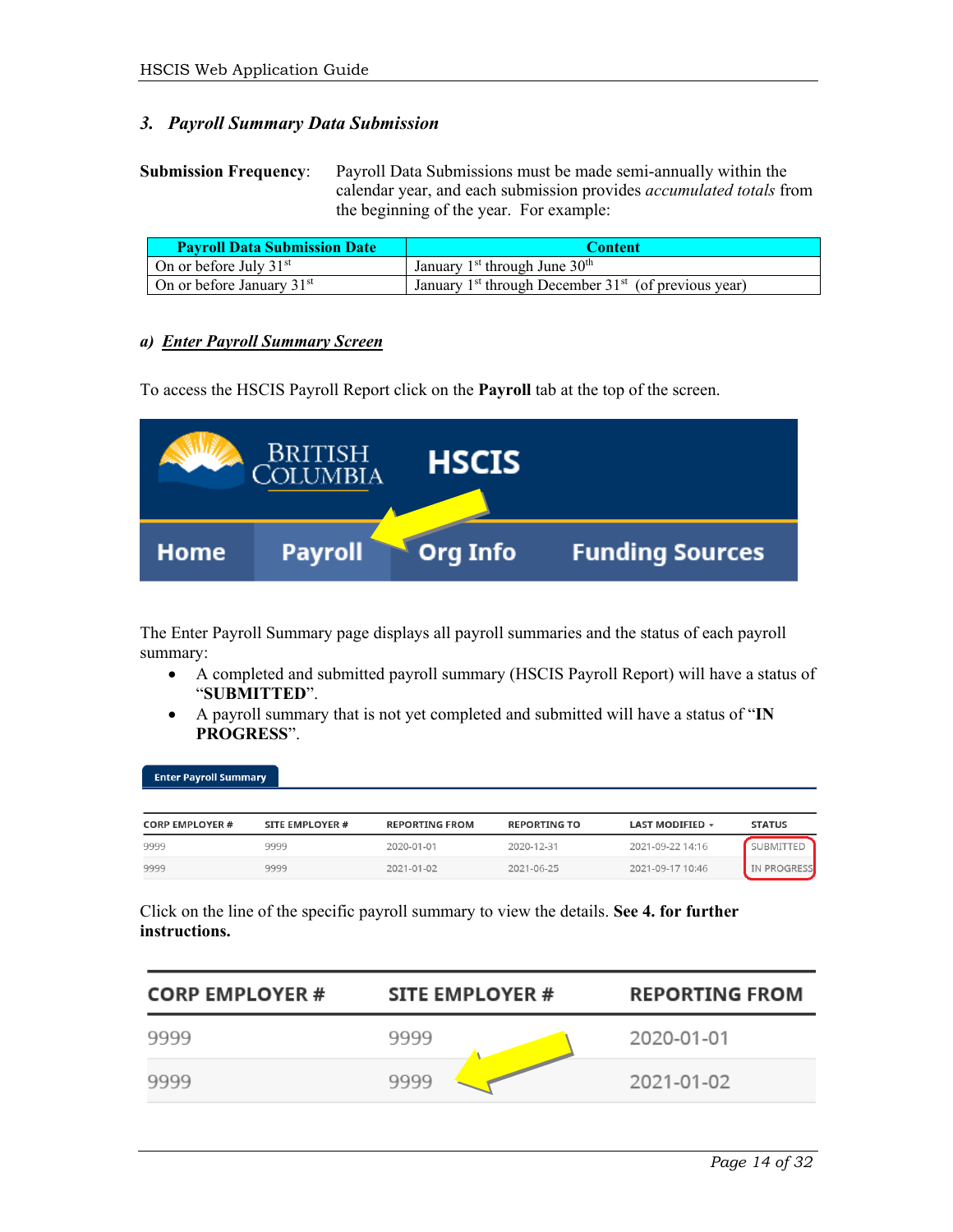### 3. *Payroll Summary Data Submission*

**Submission Frequency**: Payroll Data Submissions must be made semi-annually within the calendar year, and each submission provides *accumulated totals* from the beginning of the year. For example:

| Payroll Data Submission Date | Content |
|---|---|
| On or before July 31st | January 1st through June 30th |
| On or before January 31st | January 1st through December 31st (of previous year) |

#### a) *Enter Payroll Summary Screen*

To access the HSCIS Payroll Report click on the **Payroll** tab at the top of the screen.

The Enter Payroll Summary page displays all payroll summaries and the status of each payroll summary:

- A completed and submitted payroll summary (HSCIS Payroll Report) will have a status of "**SUBMITTED**".
- A payroll summary that is not yet completed and submitted will have a status of "**IN PROGRESS**".

| CORP EMPLOYER # | SITE EMPLOYER # | REPORTING FROM | REPORTING TO | LAST MODIFIED | STATUS |
|---|---|---|---|---|---|
| 9999 | 9999 | 2020-01-01 | 2020-12-31 | 2021-09-22 14:16 | SUBMITTED |
| 9999 | 9999 | 2021-01-02 | 2021-06-25 | 2021-09-17 10:46 | IN PROGRESS |

Click on the line of the specific payroll summary to view the details. **See 4. for further instructions.**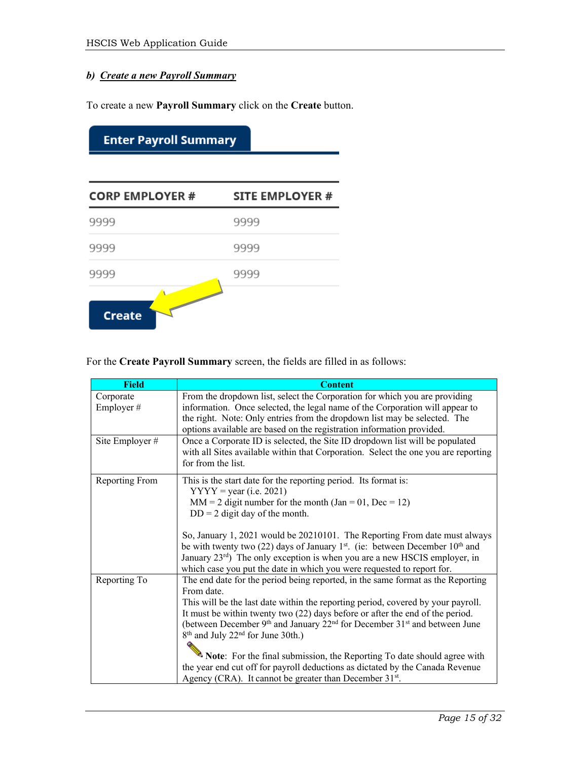### b) *Create a new Payroll Summary*

To create a new **Payroll Summary** click on the **Create** button.

**Enter Payroll Summary**

| CORP EMPLOYER # | SITE EMPLOYER # |
|---|---|
| 9999 | 9999 |
| 9999 | 9999 |
| 9999 | 9999 |

**Create**

For the **Create Payroll Summary** screen, the fields are filled in as follows:

| Field | Content |
|---|---|
| Corporate Employer # | From the dropdown list, select the Corporation for which you are providing information. Once selected, the legal name of the Corporation will appear to the right. Note: Only entries from the dropdown list may be selected. The options available are based on the registration information provided. |
| Site Employer # | Once a Corporate ID is selected, the Site ID dropdown list will be populated with all Sites available within that Corporation. Select the one you are reporting for from the list. |
| Reporting From | This is the start date for the reporting period. Its format is:<br>YYYY = year (i.e. 2021)<br>MM = 2 digit number for the month (Jan = 01, Dec = 12)<br>DD = 2 digit day of the month.<br><br>So, January 1, 2021 would be 20210101. The Reporting From date must always be with twenty two (22) days of January 1st. (ie: between December 10th and January 23rd) The only exception is when you are a new HSCIS employer, in which case you put the date in which you were requested to report for. |
| Reporting To | The end date for the period being reported, in the same format as the Reporting From date.<br>This will be the last date within the reporting period, covered by your payroll. It must be within twenty two (22) days before or after the end of the period. (between December 9th and January 22nd for December 31st and between June 8th and July 22nd for June 30th.)<br><br>**Note**: For the final submission, the Reporting To date should agree with the year end cut off for payroll deductions as dictated by the Canada Revenue Agency (CRA). It cannot be greater than December 31st. |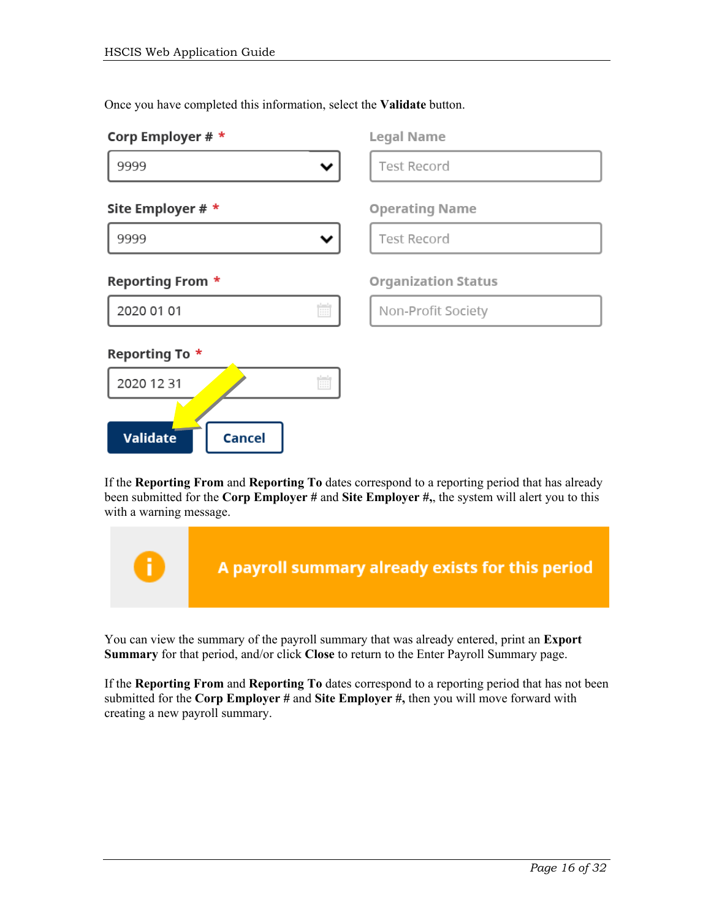Once you have completed this information, select the **Validate** button.

Corp Employer # *
9999

Legal Name
Test Record

Site Employer # *
9999

Operating Name
Test Record

Reporting From *
2020 01 01

Organization Status
Non-Profit Society

Reporting To *
2020 12 31

Validate   Cancel

If the **Reporting From** and **Reporting To** dates correspond to a reporting period that has already been submitted for the **Corp Employer #** and **Site Employer #,**, the system will alert you to this with a warning message.

**A payroll summary already exists for this period**

You can view the summary of the payroll summary that was already entered, print an **Export Summary** for that period, and/or click **Close** to return to the Enter Payroll Summary page.

If the **Reporting From** and **Reporting To** dates correspond to a reporting period that has not been submitted for the **Corp Employer #** and **Site Employer #,** then you will move forward with creating a new payroll summary.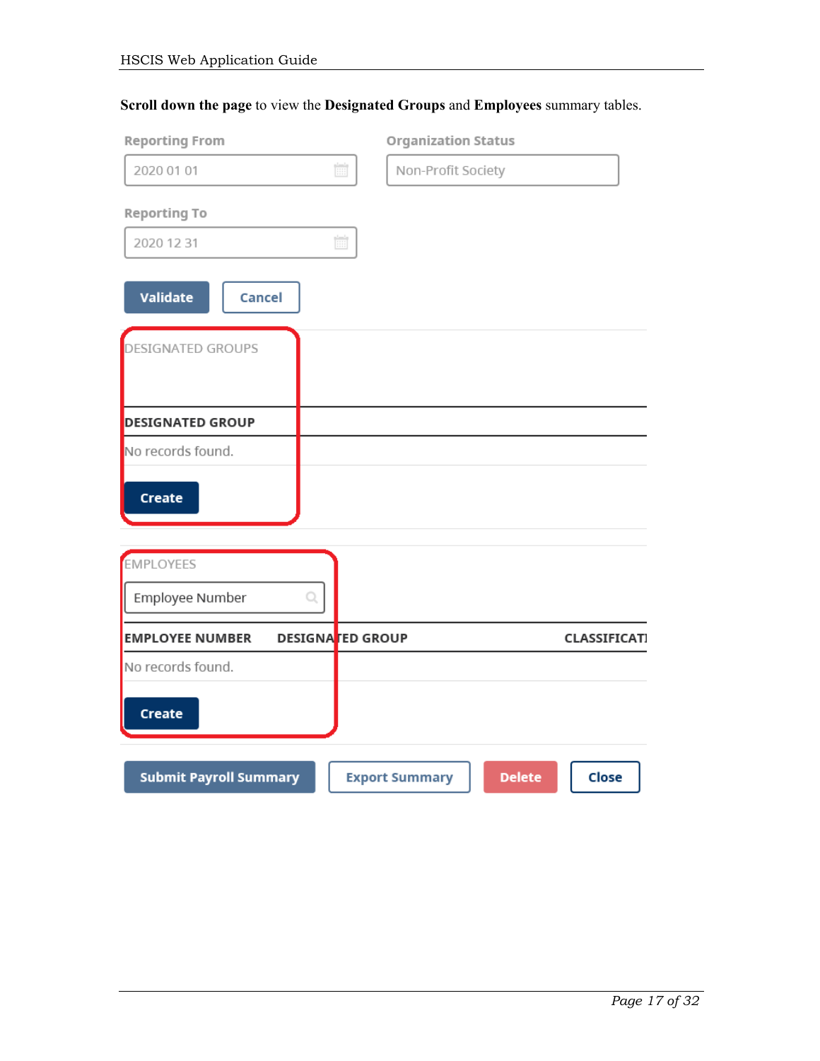**Scroll down the page** to view the **Designated Groups** and **Employees** summary tables.

Reporting From

2020 01 01

Organization Status

Non-Profit Society

Reporting To

2020 12 31

Validate Cancel

DESIGNATED GROUPS

| DESIGNATED GROUP |
| --- |
| No records found. |

Create

EMPLOYEES

Employee Number

| EMPLOYEE NUMBER | DESIGNATED GROUP | CLASSIFICATI |
| --- | --- | --- |
| No records found. | | |

Create

Submit Payroll Summary Export Summary Delete Close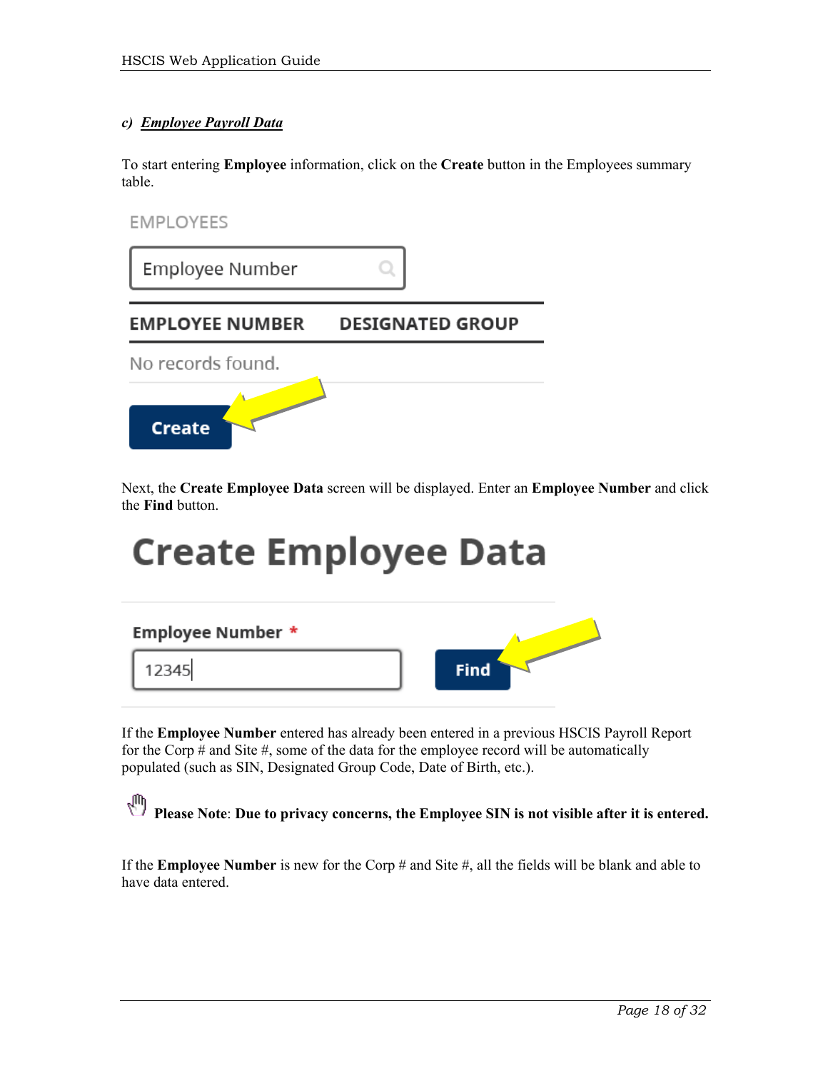### c) ***Employee Payroll Data***

To start entering **Employee** information, click on the **Create** button in the Employees summary table.

EMPLOYEES

Employee Number

| EMPLOYEE NUMBER | DESIGNATED GROUP |
|---|---|
| No records found. | |

Create

Next, the **Create Employee Data** screen will be displayed. Enter an **Employee Number** and click the **Find** button.

## Create Employee Data

Employee Number *

12345

Find

If the **Employee Number** entered has already been entered in a previous HSCIS Payroll Report for the Corp # and Site #, some of the data for the employee record will be automatically populated (such as SIN, Designated Group Code, Date of Birth, etc.).

**Please Note**: **Due to privacy concerns, the Employee SIN is not visible after it is entered.**

If the **Employee Number** is new for the Corp # and Site #, all the fields will be blank and able to have data entered.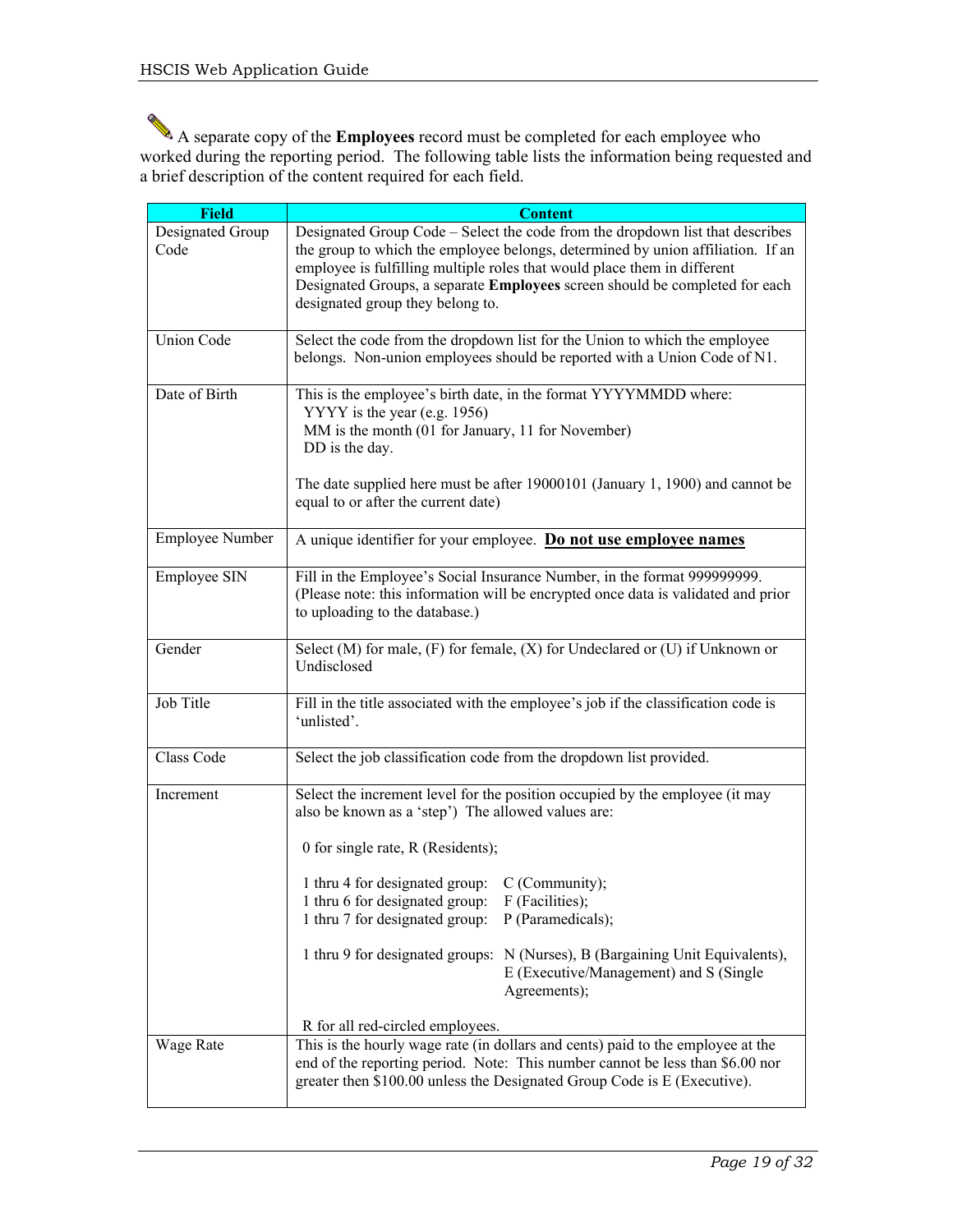A separate copy of the **Employees** record must be completed for each employee who worked during the reporting period. The following table lists the information being requested and a brief description of the content required for each field.

| Field | Content |
|---|---|
| Designated Group Code | Designated Group Code – Select the code from the dropdown list that describes the group to which the employee belongs, determined by union affiliation. If an employee is fulfilling multiple roles that would place them in different Designated Groups, a separate **Employees** screen should be completed for each designated group they belong to. |
| Union Code | Select the code from the dropdown list for the Union to which the employee belongs. Non-union employees should be reported with a Union Code of N1. |
| Date of Birth | This is the employee's birth date, in the format YYYYMMDD where:<br>YYYY is the year (e.g. 1956)<br>MM is the month (01 for January, 11 for November)<br>DD is the day.<br><br>The date supplied here must be after 19000101 (January 1, 1900) and cannot be equal to or after the current date) |
| Employee Number | A unique identifier for your employee. **Do not use employee names** |
| Employee SIN | Fill in the Employee's Social Insurance Number, in the format 999999999. (Please note: this information will be encrypted once data is validated and prior to uploading to the database.) |
| Gender | Select (M) for male, (F) for female, (X) for Undeclared or (U) if Unknown or Undisclosed |
| Job Title | Fill in the title associated with the employee's job if the classification code is 'unlisted'. |
| Class Code | Select the job classification code from the dropdown list provided. |
| Increment | Select the increment level for the position occupied by the employee (it may also be known as a 'step') The allowed values are:<br><br>0 for single rate, R (Residents);<br><br>1 thru 4 for designated group: C (Community);<br>1 thru 6 for designated group: F (Facilities);<br>1 thru 7 for designated group: P (Paramedicals);<br><br>1 thru 9 for designated groups: N (Nurses), B (Bargaining Unit Equivalents), E (Executive/Management) and S (Single Agreements);<br><br>R for all red-circled employees. |
| Wage Rate | This is the hourly wage rate (in dollars and cents) paid to the employee at the end of the reporting period. Note: This number cannot be less than $6.00 nor greater then $100.00 unless the Designated Group Code is E (Executive). |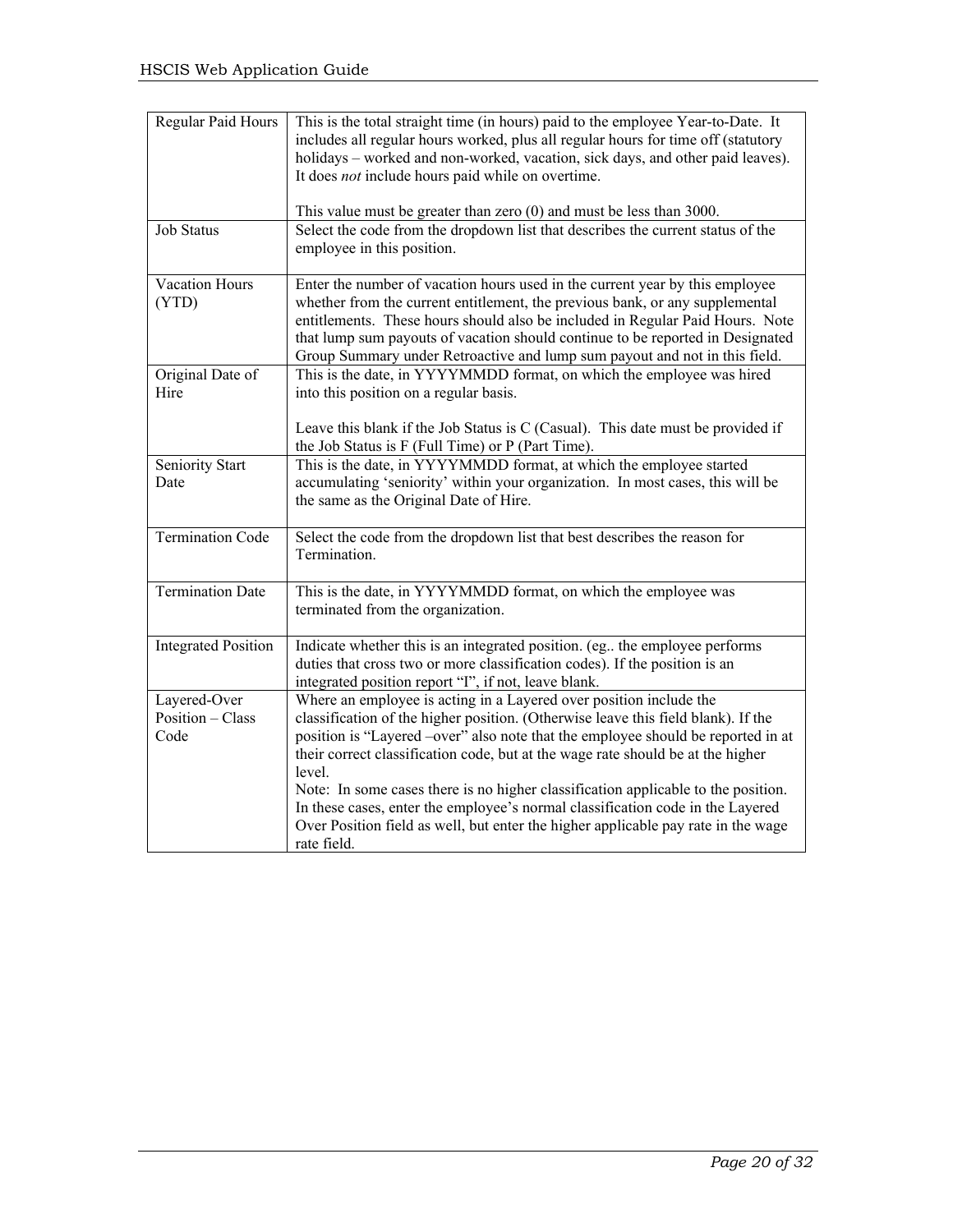| Regular Paid Hours | This is the total straight time (in hours) paid to the employee Year-to-Date. It includes all regular hours worked, plus all regular hours for time off (statutory holidays – worked and non-worked, vacation, sick days, and other paid leaves). It does *not* include hours paid while on overtime.<br><br>This value must be greater than zero (0) and must be less than 3000. |
|---|---|
| Job Status | Select the code from the dropdown list that describes the current status of the employee in this position. |
| Vacation Hours (YTD) | Enter the number of vacation hours used in the current year by this employee whether from the current entitlement, the previous bank, or any supplemental entitlements. These hours should also be included in Regular Paid Hours. Note that lump sum payouts of vacation should continue to be reported in Designated Group Summary under Retroactive and lump sum payout and not in this field. |
| Original Date of Hire | This is the date, in YYYYMMDD format, on which the employee was hired into this position on a regular basis.<br><br>Leave this blank if the Job Status is C (Casual). This date must be provided if the Job Status is F (Full Time) or P (Part Time). |
| Seniority Start Date | This is the date, in YYYYMMDD format, at which the employee started accumulating 'seniority' within your organization. In most cases, this will be the same as the Original Date of Hire. |
| Termination Code | Select the code from the dropdown list that best describes the reason for Termination. |
| Termination Date | This is the date, in YYYYMMDD format, on which the employee was terminated from the organization. |
| Integrated Position | Indicate whether this is an integrated position. (eg.. the employee performs duties that cross two or more classification codes). If the position is an integrated position report "I", if not, leave blank. |
| Layered-Over Position – Class Code | Where an employee is acting in a Layered over position include the classification of the higher position. (Otherwise leave this field blank). If the position is "Layered –over" also note that the employee should be reported in at their correct classification code, but at the wage rate should be at the higher level.<br>Note: In some cases there is no higher classification applicable to the position. In these cases, enter the employee's normal classification code in the Layered Over Position field as well, but enter the higher applicable pay rate in the wage rate field. |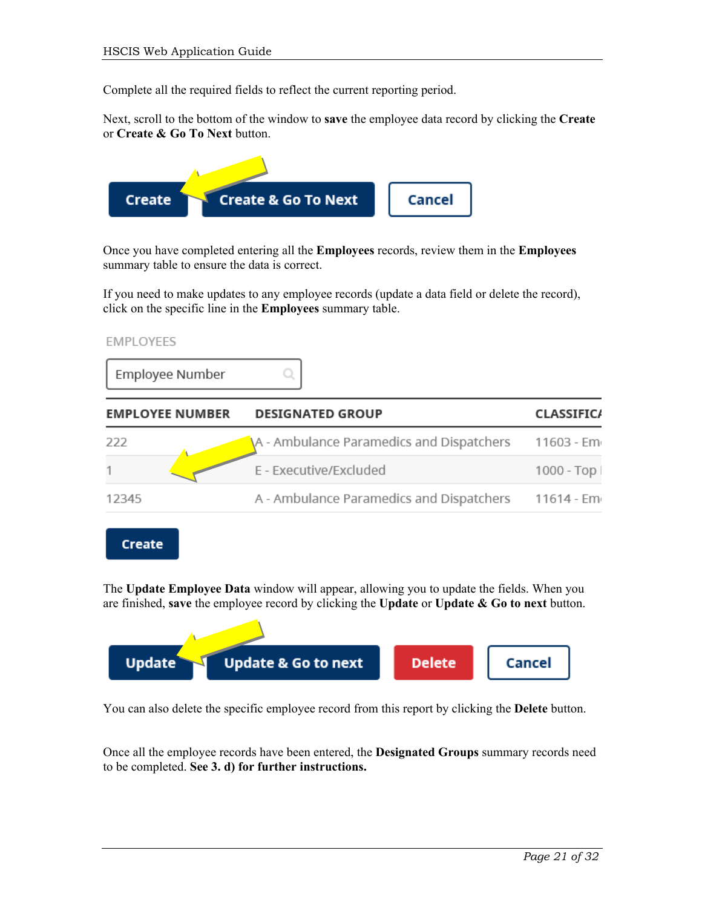Complete all the required fields to reflect the current reporting period.

Next, scroll to the bottom of the window to **save** the employee data record by clicking the **Create** or **Create & Go To Next** button.

Create | Create & Go To Next | Cancel

Once you have completed entering all the **Employees** records, review them in the **Employees** summary table to ensure the data is correct.

If you need to make updates to any employee records (update a data field or delete the record), click on the specific line in the **Employees** summary table.

EMPLOYEES

Employee Number

| EMPLOYEE NUMBER | DESIGNATED GROUP | CLASSIFICA |
|---|---|---|
| 222 | A - Ambulance Paramedics and Dispatchers | 11603 - Em |
| 1 | E - Executive/Excluded | 1000 - Top |
| 12345 | A - Ambulance Paramedics and Dispatchers | 11614 - Em |

Create

The **Update Employee Data** window will appear, allowing you to update the fields. When you are finished, **save** the employee record by clicking the **Update** or **Update & Go to next** button.

Update | Update & Go to next | Delete | Cancel

You can also delete the specific employee record from this report by clicking the **Delete** button.

Once all the employee records have been entered, the **Designated Groups** summary records need to be completed. **See 3. d) for further instructions.**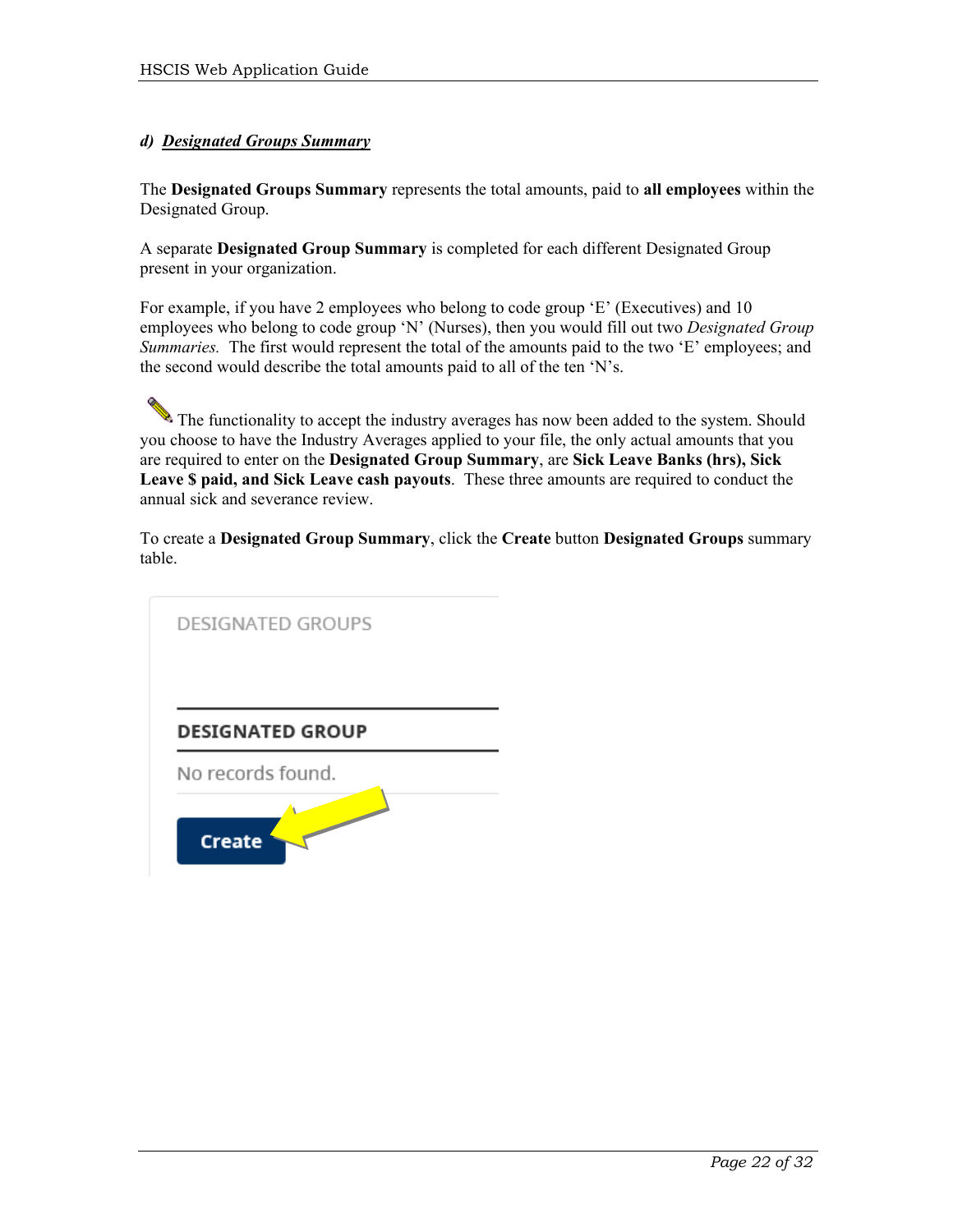### *d) Designated Groups Summary*

The **Designated Groups Summary** represents the total amounts, paid to **all employees** within the Designated Group.

A separate **Designated Group Summary** is completed for each different Designated Group present in your organization.

For example, if you have 2 employees who belong to code group 'E' (Executives) and 10 employees who belong to code group 'N' (Nurses), then you would fill out two *Designated Group Summaries.* The first would represent the total of the amounts paid to the two 'E' employees; and the second would describe the total amounts paid to all of the ten 'N's.

The functionality to accept the industry averages has now been added to the system. Should you choose to have the Industry Averages applied to your file, the only actual amounts that you are required to enter on the **Designated Group Summary**, are **Sick Leave Banks (hrs), Sick Leave $ paid, and Sick Leave cash payouts**. These three amounts are required to conduct the annual sick and severance review.

To create a **Designated Group Summary**, click the **Create** button **Designated Groups** summary table.

DESIGNATED GROUPS

| DESIGNATED GROUP |
| --- |
| No records found. |

Create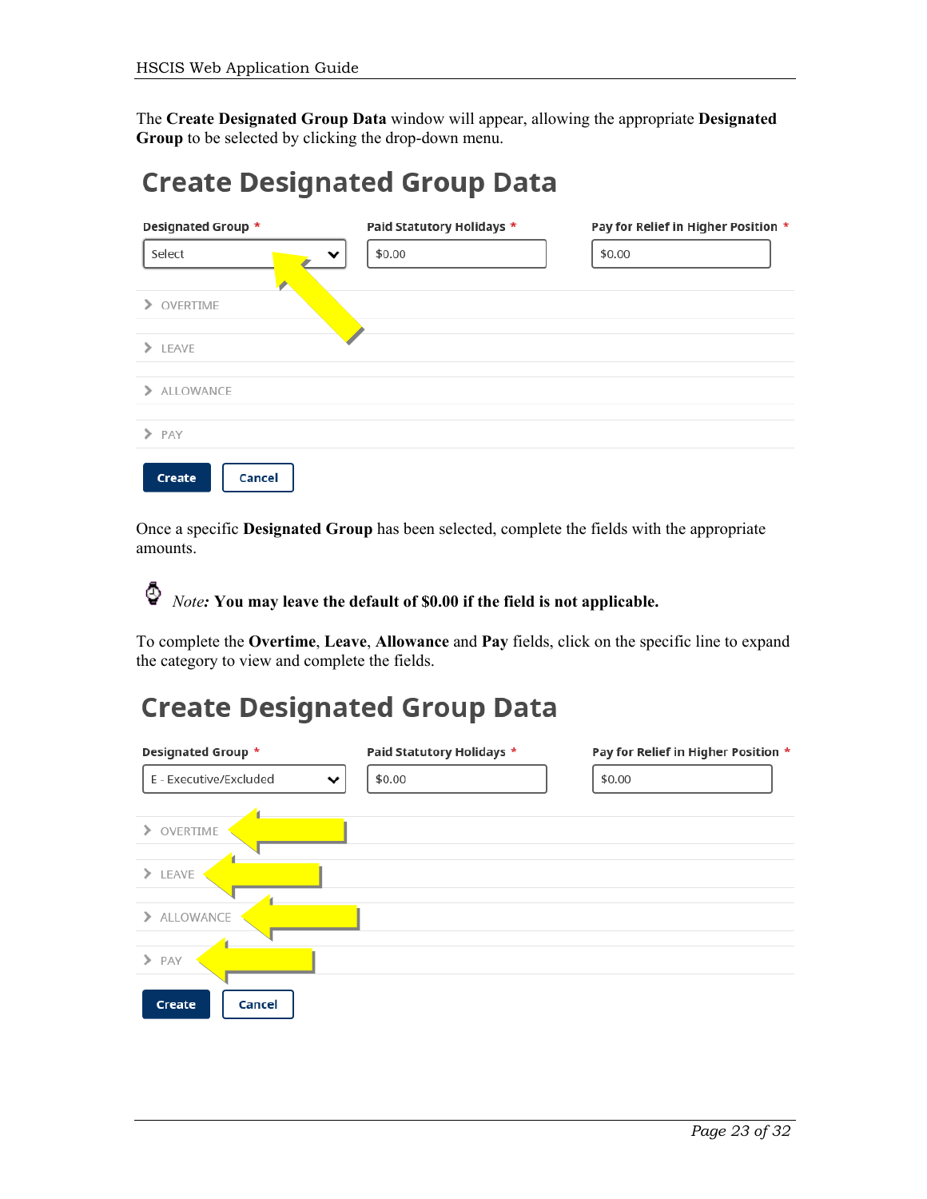The **Create Designated Group Data** window will appear, allowing the appropriate **Designated Group** to be selected by clicking the drop-down menu.

## Create Designated Group Data

Designated Group * | Paid Statutory Holidays * | Pay for Relief in Higher Position *

Select | $0.00 | $0.00

> OVERTIME

> LEAVE

> ALLOWANCE

> PAY

Create | Cancel

Once a specific **Designated Group** has been selected, complete the fields with the appropriate amounts.

*Note:* **You may leave the default of $0.00 if the field is not applicable.**

To complete the **Overtime**, **Leave**, **Allowance** and **Pay** fields, click on the specific line to expand the category to view and complete the fields.

## Create Designated Group Data

Designated Group * | Paid Statutory Holidays * | Pay for Relief in Higher Position *

E - Executive/Excluded | $0.00 | $0.00

> OVERTIME

> LEAVE

> ALLOWANCE

> PAY

Create | Cancel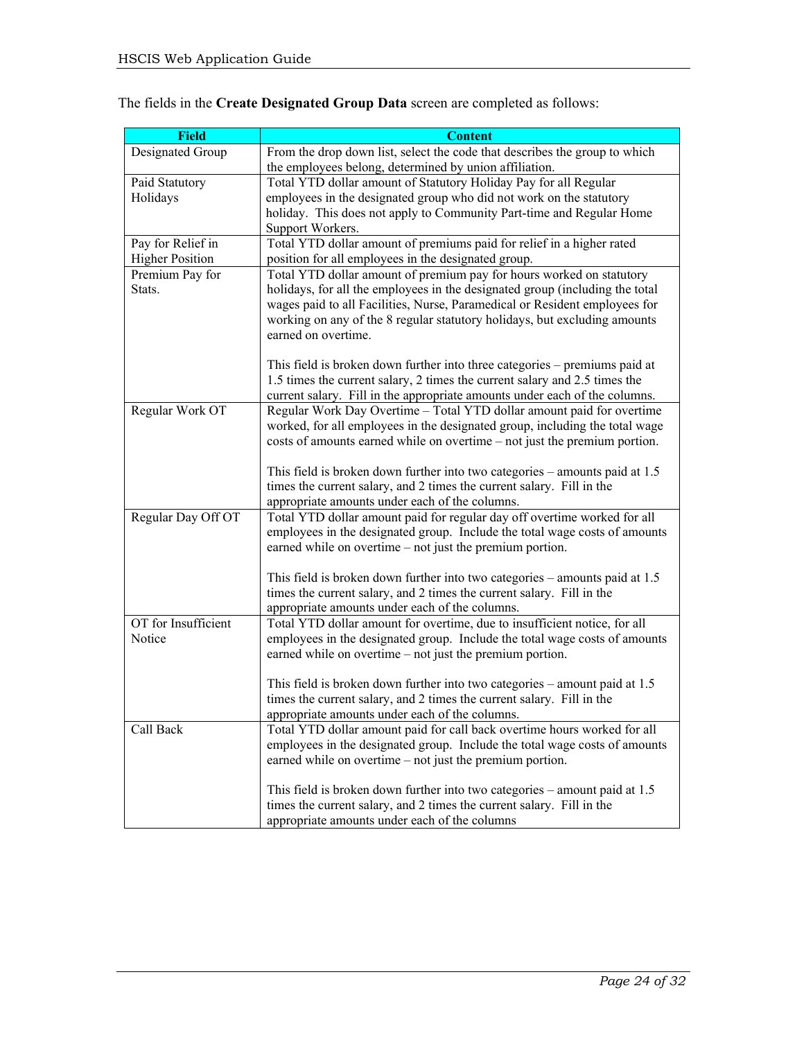The fields in the **Create Designated Group Data** screen are completed as follows:

| Field | Content |
|---|---|
| Designated Group | From the drop down list, select the code that describes the group to which the employees belong, determined by union affiliation. |
| Paid Statutory Holidays | Total YTD dollar amount of Statutory Holiday Pay for all Regular employees in the designated group who did not work on the statutory holiday. This does not apply to Community Part-time and Regular Home Support Workers. |
| Pay for Relief in Higher Position | Total YTD dollar amount of premiums paid for relief in a higher rated position for all employees in the designated group. |
| Premium Pay for Stats. | Total YTD dollar amount of premium pay for hours worked on statutory holidays, for all the employees in the designated group (including the total wages paid to all Facilities, Nurse, Paramedical or Resident employees for working on any of the 8 regular statutory holidays, but excluding amounts earned on overtime.<br><br>This field is broken down further into three categories – premiums paid at 1.5 times the current salary, 2 times the current salary and 2.5 times the current salary. Fill in the appropriate amounts under each of the columns. |
| Regular Work OT | Regular Work Day Overtime – Total YTD dollar amount paid for overtime worked, for all employees in the designated group, including the total wage costs of amounts earned while on overtime – not just the premium portion.<br><br>This field is broken down further into two categories – amounts paid at 1.5 times the current salary, and 2 times the current salary. Fill in the appropriate amounts under each of the columns. |
| Regular Day Off OT | Total YTD dollar amount paid for regular day off overtime worked for all employees in the designated group. Include the total wage costs of amounts earned while on overtime – not just the premium portion.<br><br>This field is broken down further into two categories – amounts paid at 1.5 times the current salary, and 2 times the current salary. Fill in the appropriate amounts under each of the columns. |
| OT for Insufficient Notice | Total YTD dollar amount for overtime, due to insufficient notice, for all employees in the designated group. Include the total wage costs of amounts earned while on overtime – not just the premium portion.<br><br>This field is broken down further into two categories – amount paid at 1.5 times the current salary, and 2 times the current salary. Fill in the appropriate amounts under each of the columns. |
| Call Back | Total YTD dollar amount paid for call back overtime hours worked for all employees in the designated group. Include the total wage costs of amounts earned while on overtime – not just the premium portion.<br><br>This field is broken down further into two categories – amount paid at 1.5 times the current salary, and 2 times the current salary. Fill in the appropriate amounts under each of the columns |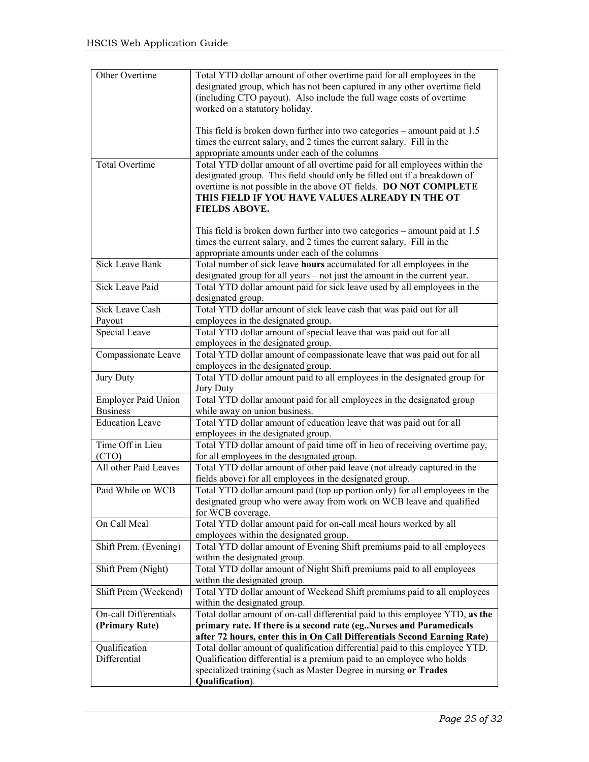| | |
|---|---|
| Other Overtime | Total YTD dollar amount of other overtime paid for all employees in the designated group, which has not been captured in any other overtime field (including CTO payout). Also include the full wage costs of overtime worked on a statutory holiday.<br><br>This field is broken down further into two categories – amount paid at 1.5 times the current salary, and 2 times the current salary. Fill in the appropriate amounts under each of the columns |
| Total Overtime | Total YTD dollar amount of all overtime paid for all employees within the designated group. This field should only be filled out if a breakdown of overtime is not possible in the above OT fields. **DO NOT COMPLETE THIS FIELD IF YOU HAVE VALUES ALREADY IN THE OT FIELDS ABOVE.**<br><br>This field is broken down further into two categories – amount paid at 1.5 times the current salary, and 2 times the current salary. Fill in the appropriate amounts under each of the columns |
| Sick Leave Bank | Total number of sick leave **hours** accumulated for all employees in the designated group for all years – not just the amount in the current year. |
| Sick Leave Paid | Total YTD dollar amount paid for sick leave used by all employees in the designated group. |
| Sick Leave Cash Payout | Total YTD dollar amount of sick leave cash that was paid out for all employees in the designated group. |
| Special Leave | Total YTD dollar amount of special leave that was paid out for all employees in the designated group. |
| Compassionate Leave | Total YTD dollar amount of compassionate leave that was paid out for all employees in the designated group. |
| Jury Duty | Total YTD dollar amount paid to all employees in the designated group for Jury Duty |
| Employer Paid Union Business | Total YTD dollar amount paid for all employees in the designated group while away on union business. |
| Education Leave | Total YTD dollar amount of education leave that was paid out for all employees in the designated group. |
| Time Off in Lieu (CTO) | Total YTD dollar amount of paid time off in lieu of receiving overtime pay, for all employees in the designated group. |
| All other Paid Leaves | Total YTD dollar amount of other paid leave (not already captured in the fields above) for all employees in the designated group. |
| Paid While on WCB | Total YTD dollar amount paid (top up portion only) for all employees in the designated group who were away from work on WCB leave and qualified for WCB coverage. |
| On Call Meal | Total YTD dollar amount paid for on-call meal hours worked by all employees within the designated group. |
| Shift Prem. (Evening) | Total YTD dollar amount of Evening Shift premiums paid to all employees within the designated group. |
| Shift Prem (Night) | Total YTD dollar amount of Night Shift premiums paid to all employees within the designated group. |
| Shift Prem (Weekend) | Total YTD dollar amount of Weekend Shift premiums paid to all employees within the designated group. |
| On-call Differentials **(Primary Rate)** | Total dollar amount of on-call differential paid to this employee YTD, **as the primary rate. If there is a second rate (eg..Nurses and Paramedicals after 72 hours, enter this in On Call Differentials Second Earning Rate)** |
| Qualification Differential | Total dollar amount of qualification differential paid to this employee YTD. Qualification differential is a premium paid to an employee who holds specialized training (such as Master Degree in nursing **or Trades Qualification**). |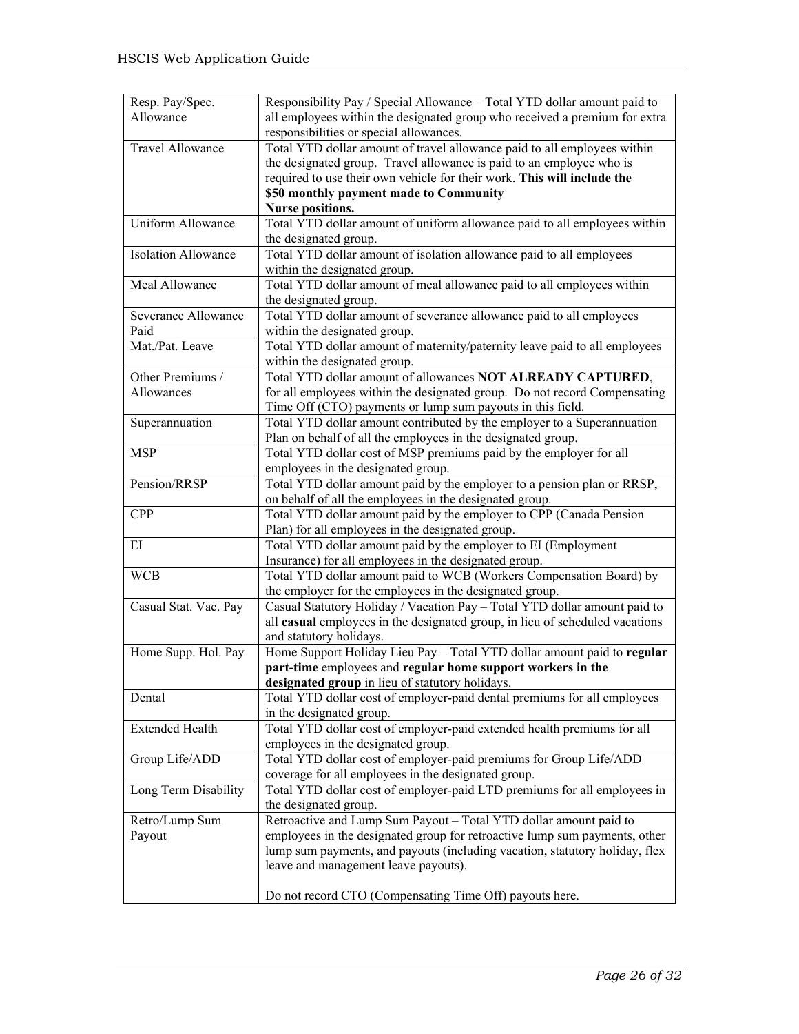| Resp. Pay/Spec. Allowance | Responsibility Pay / Special Allowance – Total YTD dollar amount paid to all employees within the designated group who received a premium for extra responsibilities or special allowances. |
|---|---|
| Travel Allowance | Total YTD dollar amount of travel allowance paid to all employees within the designated group. Travel allowance is paid to an employee who is required to use their own vehicle for their work. **This will include the $50 monthly payment made to Community Nurse positions.** |
| Uniform Allowance | Total YTD dollar amount of uniform allowance paid to all employees within the designated group. |
| Isolation Allowance | Total YTD dollar amount of isolation allowance paid to all employees within the designated group. |
| Meal Allowance | Total YTD dollar amount of meal allowance paid to all employees within the designated group. |
| Severance Allowance Paid | Total YTD dollar amount of severance allowance paid to all employees within the designated group. |
| Mat./Pat. Leave | Total YTD dollar amount of maternity/paternity leave paid to all employees within the designated group. |
| Other Premiums / Allowances | Total YTD dollar amount of allowances **NOT ALREADY CAPTURED**, for all employees within the designated group. Do not record Compensating Time Off (CTO) payments or lump sum payouts in this field. |
| Superannuation | Total YTD dollar amount contributed by the employer to a Superannuation Plan on behalf of all the employees in the designated group. |
| MSP | Total YTD dollar cost of MSP premiums paid by the employer for all employees in the designated group. |
| Pension/RRSP | Total YTD dollar amount paid by the employer to a pension plan or RRSP, on behalf of all the employees in the designated group. |
| CPP | Total YTD dollar amount paid by the employer to CPP (Canada Pension Plan) for all employees in the designated group. |
| EI | Total YTD dollar amount paid by the employer to EI (Employment Insurance) for all employees in the designated group. |
| WCB | Total YTD dollar amount paid to WCB (Workers Compensation Board) by the employer for the employees in the designated group. |
| Casual Stat. Vac. Pay | Casual Statutory Holiday / Vacation Pay – Total YTD dollar amount paid to all **casual** employees in the designated group, in lieu of scheduled vacations and statutory holidays. |
| Home Supp. Hol. Pay | Home Support Holiday Lieu Pay – Total YTD dollar amount paid to **regular part-time** employees and **regular home support workers in the designated group** in lieu of statutory holidays. |
| Dental | Total YTD dollar cost of employer-paid dental premiums for all employees in the designated group. |
| Extended Health | Total YTD dollar cost of employer-paid extended health premiums for all employees in the designated group. |
| Group Life/ADD | Total YTD dollar cost of employer-paid premiums for Group Life/ADD coverage for all employees in the designated group. |
| Long Term Disability | Total YTD dollar cost of employer-paid LTD premiums for all employees in the designated group. |
| Retro/Lump Sum Payout | Retroactive and Lump Sum Payout – Total YTD dollar amount paid to employees in the designated group for retroactive lump sum payments, other lump sum payments, and payouts (including vacation, statutory holiday, flex leave and management leave payouts).<br><br>Do not record CTO (Compensating Time Off) payouts here. |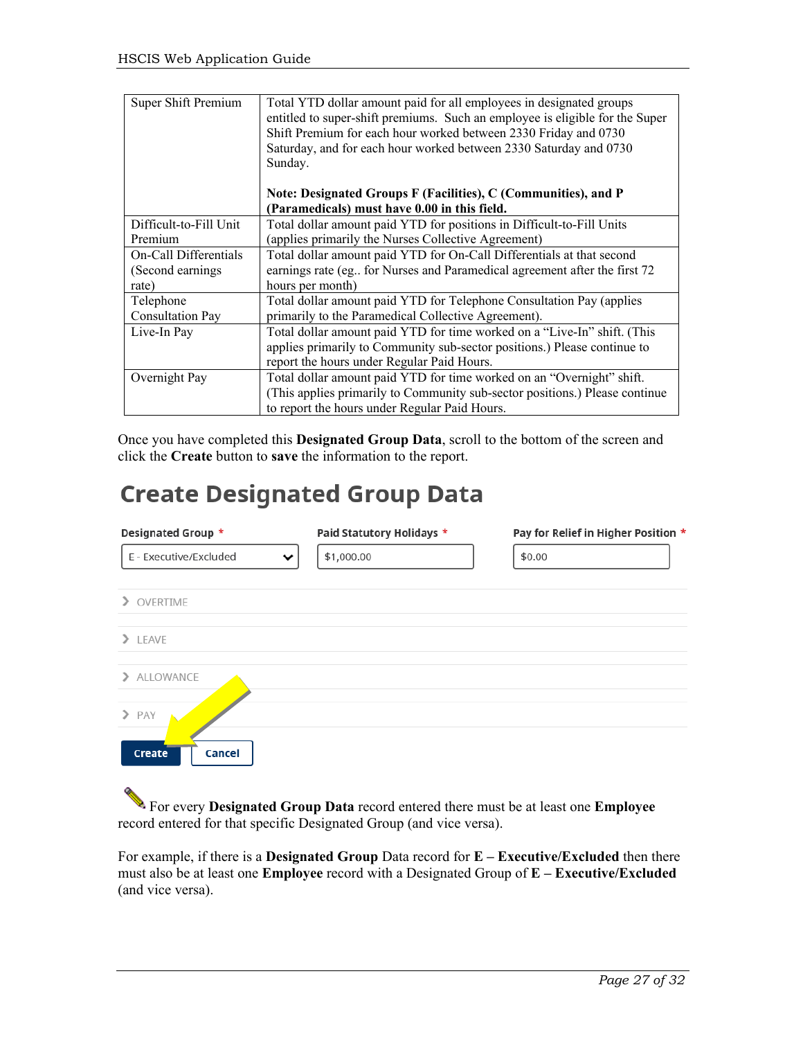| Super Shift Premium | Total YTD dollar amount paid for all employees in designated groups entitled to super-shift premiums. Such an employee is eligible for the Super Shift Premium for each hour worked between 2330 Friday and 0730 Saturday, and for each hour worked between 2330 Saturday and 0730 Sunday.<br><br>**Note: Designated Groups F (Facilities), C (Communities), and P (Paramedicals) must have 0.00 in this field.** |
|---|---|
| Difficult-to-Fill Unit Premium | Total dollar amount paid YTD for positions in Difficult-to-Fill Units (applies primarily the Nurses Collective Agreement) |
| On-Call Differentials (Second earnings rate) | Total dollar amount paid YTD for On-Call Differentials at that second earnings rate (eg.. for Nurses and Paramedical agreement after the first 72 hours per month) |
| Telephone Consultation Pay | Total dollar amount paid YTD for Telephone Consultation Pay (applies primarily to the Paramedical Collective Agreement). |
| Live-In Pay | Total dollar amount paid YTD for time worked on a "Live-In" shift. (This applies primarily to Community sub-sector positions.) Please continue to report the hours under Regular Paid Hours. |
| Overnight Pay | Total dollar amount paid YTD for time worked on an "Overnight" shift. (This applies primarily to Community sub-sector positions.) Please continue to report the hours under Regular Paid Hours. |

Once you have completed this **Designated Group Data**, scroll to the bottom of the screen and click the **Create** button to **save** the information to the report.

## Create Designated Group Data

**Designated Group** * E - Executive/Excluded

**Paid Statutory Holidays** * $1,000.00

**Pay for Relief in Higher Position** * $0.00

- OVERTIME
- LEAVE
- ALLOWANCE
- PAY

Create | Cancel

For every **Designated Group Data** record entered there must be at least one **Employee** record entered for that specific Designated Group (and vice versa).

For example, if there is a **Designated Group** Data record for **E – Executive/Excluded** then there must also be at least one **Employee** record with a Designated Group of **E – Executive/Excluded** (and vice versa).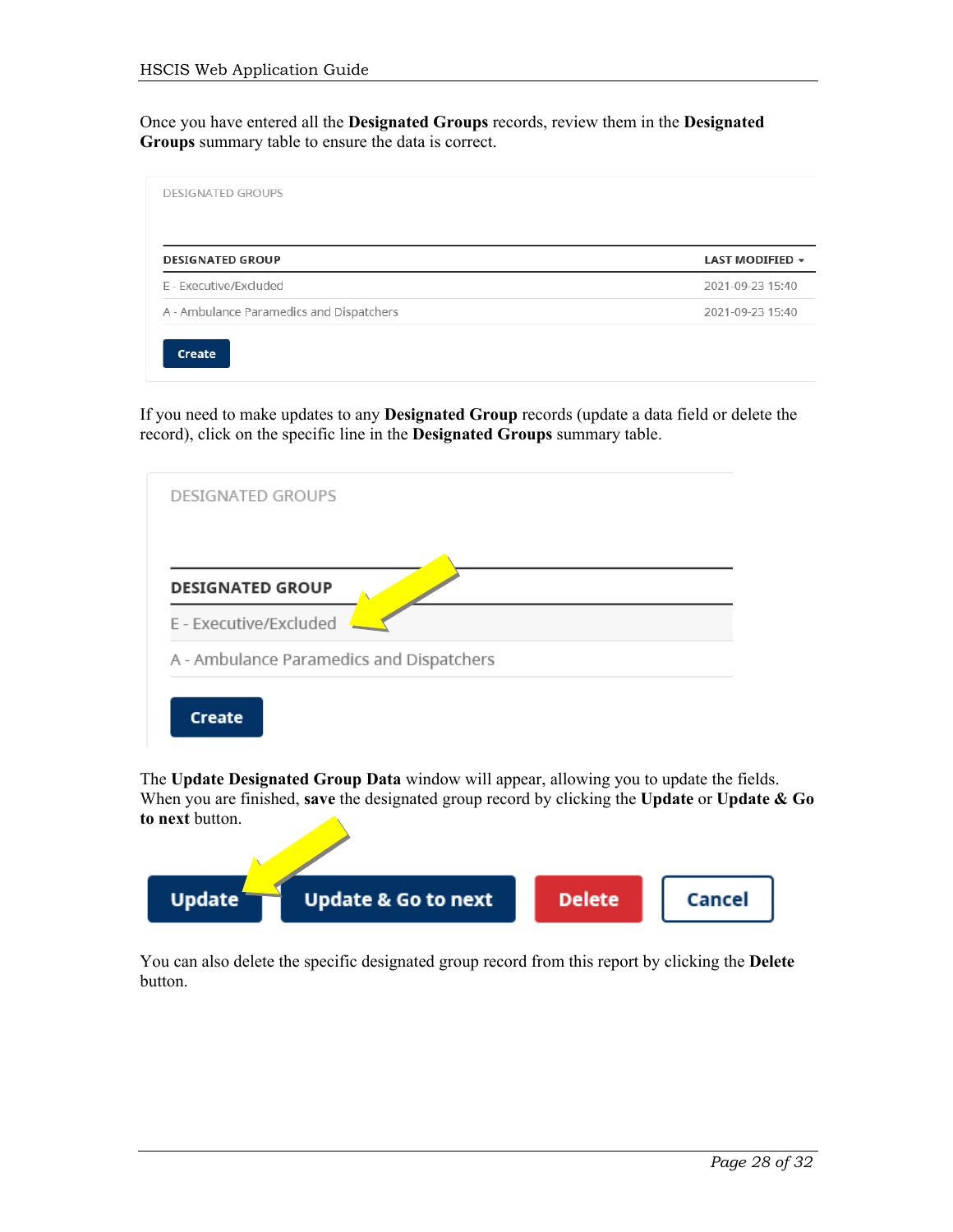Once you have entered all the **Designated Groups** records, review them in the **Designated Groups** summary table to ensure the data is correct.

DESIGNATED GROUPS

| DESIGNATED GROUP | LAST MODIFIED |
|---|---|
| E - Executive/Excluded | 2021-09-23 15:40 |
| A - Ambulance Paramedics and Dispatchers | 2021-09-23 15:40 |

Create

If you need to make updates to any **Designated Group** records (update a data field or delete the record), click on the specific line in the **Designated Groups** summary table.

DESIGNATED GROUPS

| DESIGNATED GROUP |
|---|
| E - Executive/Excluded |
| A - Ambulance Paramedics and Dispatchers |

Create

The **Update Designated Group Data** window will appear, allowing you to update the fields. When you are finished, **save** the designated group record by clicking the **Update** or **Update & Go to next** button.

Update | Update & Go to next | Delete | Cancel

You can also delete the specific designated group record from this report by clicking the **Delete** button.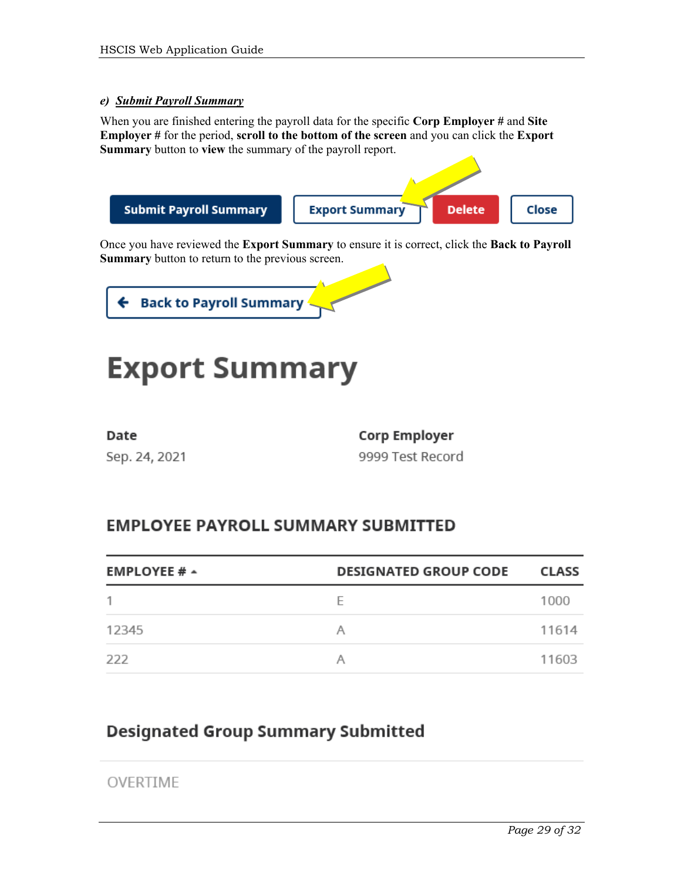### *e) Submit Payroll Summary*

When you are finished entering the payroll data for the specific **Corp Employer #** and **Site Employer #** for the period, **scroll to the bottom of the screen** and you can click the **Export Summary** button to **view** the summary of the payroll report.

Submit Payroll Summary | Export Summary | Delete | Close

Once you have reviewed the **Export Summary** to ensure it is correct, click the **Back to Payroll Summary** button to return to the previous screen.

← Back to Payroll Summary

# Export Summary

**Date**
Sep. 24, 2021

**Corp Employer**
9999 Test Record

### EMPLOYEE PAYROLL SUMMARY SUBMITTED

| EMPLOYEE # | DESIGNATED GROUP CODE | CLASS |
|---|---|---|
| 1 | E | 1000 |
| 12345 | A | 11614 |
| 222 | A | 11603 |

### Designated Group Summary Submitted

OVERTIME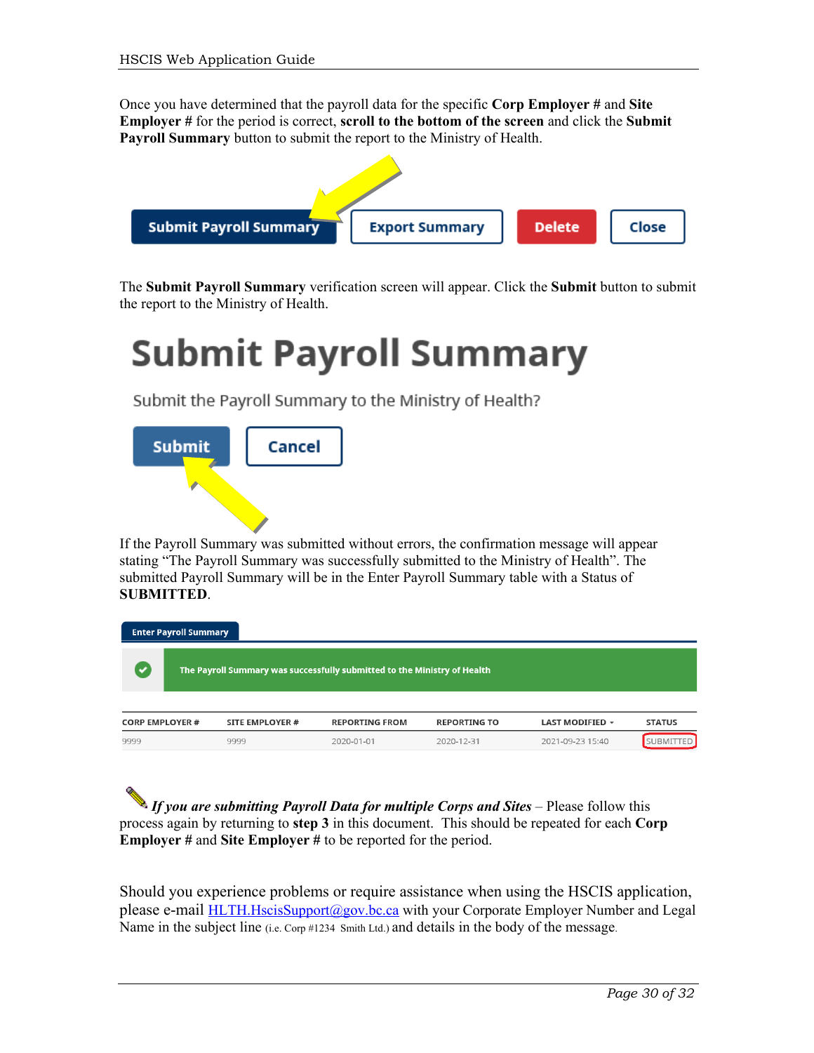Once you have determined that the payroll data for the specific **Corp Employer #** and **Site Employer #** for the period is correct, **scroll to the bottom of the screen** and click the **Submit Payroll Summary** button to submit the report to the Ministry of Health.

Submit Payroll Summary | Export Summary | Delete | Close

The **Submit Payroll Summary** verification screen will appear. Click the **Submit** button to submit the report to the Ministry of Health.

# Submit Payroll Summary

Submit the Payroll Summary to the Ministry of Health?

Submit | Cancel

If the Payroll Summary was submitted without errors, the confirmation message will appear stating "The Payroll Summary was successfully submitted to the Ministry of Health". The submitted Payroll Summary will be in the Enter Payroll Summary table with a Status of **SUBMITTED**.

**Enter Payroll Summary**

The Payroll Summary was successfully submitted to the Ministry of Health

| CORP EMPLOYER # | SITE EMPLOYER # | REPORTING FROM | REPORTING TO | LAST MODIFIED | STATUS |
|---|---|---|---|---|---|
| 9999 | 9999 | 2020-01-01 | 2020-12-31 | 2021-09-23 15:40 | SUBMITTED |

***If you are submitting Payroll Data for multiple Corps and Sites*** – Please follow this process again by returning to **step 3** in this document. This should be repeated for each **Corp Employer #** and **Site Employer #** to be reported for the period.

Should you experience problems or require assistance when using the HSCIS application, please e-mail [HLTH.HscisSupport@gov.bc.ca](mailto:HLTH.HscisSupport@gov.bc.ca) with your Corporate Employer Number and Legal Name in the subject line (i.e. Corp #1234 Smith Ltd.) and details in the body of the message.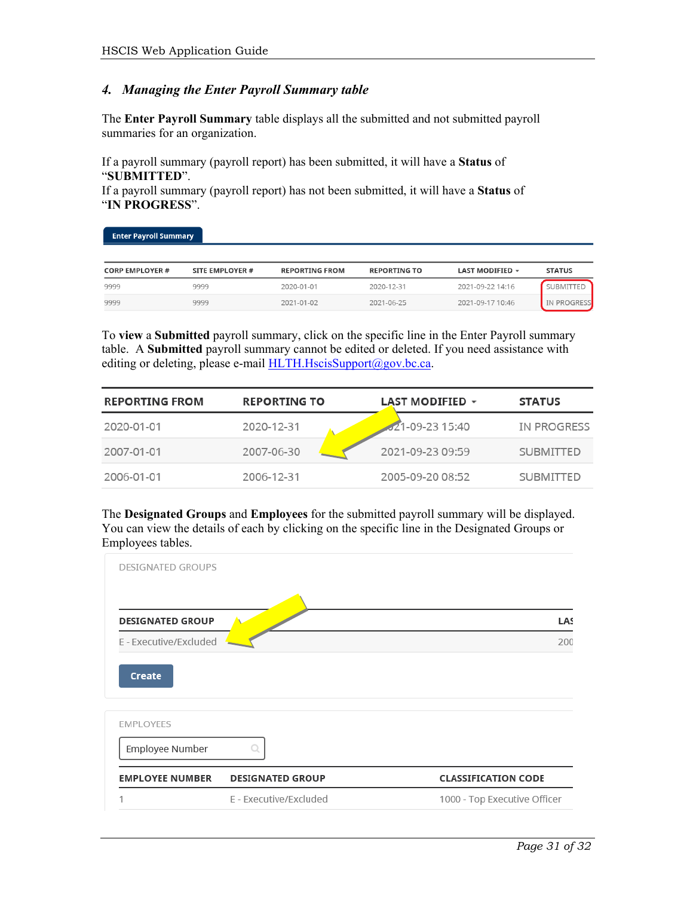### 4. *Managing the Enter Payroll Summary table*

The **Enter Payroll Summary** table displays all the submitted and not submitted payroll summaries for an organization.

If a payroll summary (payroll report) has been submitted, it will have a **Status** of "**SUBMITTED**".
If a payroll summary (payroll report) has not been submitted, it will have a **Status** of "**IN PROGRESS**".

Enter Payroll Summary

| CORP EMPLOYER # | SITE EMPLOYER # | REPORTING FROM | REPORTING TO | LAST MODIFIED | STATUS |
|---|---|---|---|---|---|
| 9999 | 9999 | 2020-01-01 | 2020-12-31 | 2021-09-22 14:16 | SUBMITTED |
| 9999 | 9999 | 2021-01-02 | 2021-06-25 | 2021-09-17 10:46 | IN PROGRESS |

To **view** a **Submitted** payroll summary, click on the specific line in the Enter Payroll summary table. A **Submitted** payroll summary cannot be edited or deleted. If you need assistance with editing or deleting, please e-mail HLTH.HscisSupport@gov.bc.ca.

| REPORTING FROM | REPORTING TO | LAST MODIFIED | STATUS |
|---|---|---|---|
| 2020-01-01 | 2020-12-31 | 2021-09-23 15:40 | IN PROGRESS |
| 2007-01-01 | 2007-06-30 | 2021-09-23 09:59 | SUBMITTED |
| 2006-01-01 | 2006-12-31 | 2005-09-20 08:52 | SUBMITTED |

The **Designated Groups** and **Employees** for the submitted payroll summary will be displayed. You can view the details of each by clicking on the specific line in the Designated Groups or Employees tables.

DESIGNATED GROUPS

| DESIGNATED GROUP | LAS |
|---|---|
| E - Executive/Excluded | 200 |

Create

EMPLOYEES

Employee Number

| EMPLOYEE NUMBER | DESIGNATED GROUP | CLASSIFICATION CODE |
|---|---|---|
| 1 | E - Executive/Excluded | 1000 - Top Executive Officer |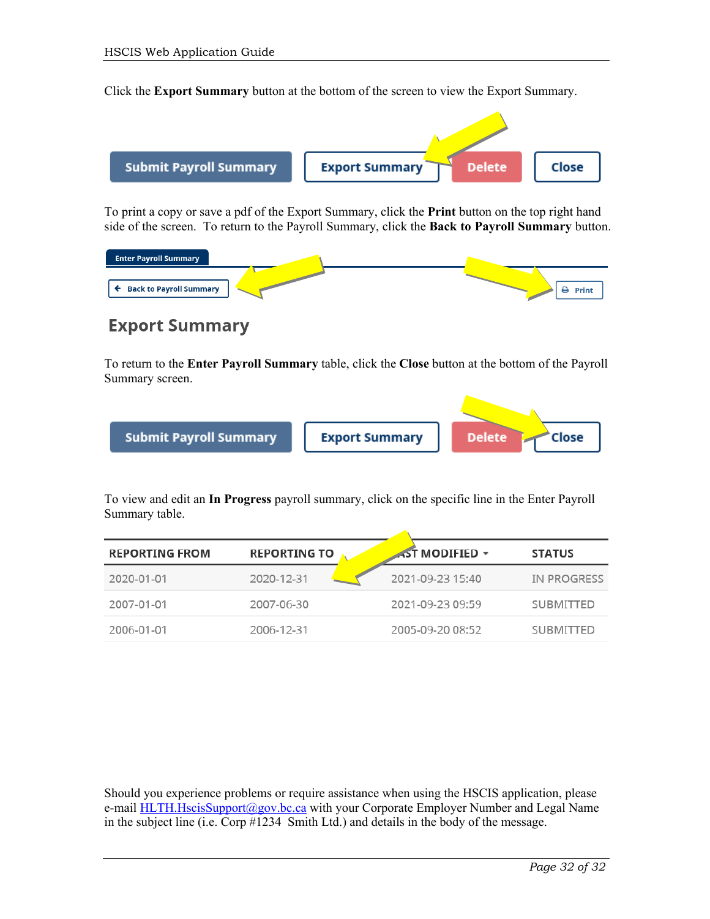Click the **Export Summary** button at the bottom of the screen to view the Export Summary.

Submit Payroll Summary | Export Summary | Delete | Close

To print a copy or save a pdf of the Export Summary, click the **Print** button on the top right hand side of the screen. To return to the Payroll Summary, click the **Back to Payroll Summary** button.

Enter Payroll Summary

Back to Payroll Summary

Print

**Export Summary**

To return to the **Enter Payroll Summary** table, click the **Close** button at the bottom of the Payroll Summary screen.

Submit Payroll Summary | Export Summary | Delete | Close

To view and edit an **In Progress** payroll summary, click on the specific line in the Enter Payroll Summary table.

| REPORTING FROM | REPORTING TO | LAST MODIFIED | STATUS |
|---|---|---|---|
| 2020-01-01 | 2020-12-31 | 2021-09-23 15:40 | IN PROGRESS |
| 2007-01-01 | 2007-06-30 | 2021-09-23 09:59 | SUBMITTED |
| 2006-01-01 | 2006-12-31 | 2005-09-20 08:52 | SUBMITTED |

Should you experience problems or require assistance when using the HSCIS application, please e-mail HLTH.HscisSupport@gov.bc.ca with your Corporate Employer Number and Legal Name in the subject line (i.e. Corp #1234 Smith Ltd.) and details in the body of the message.